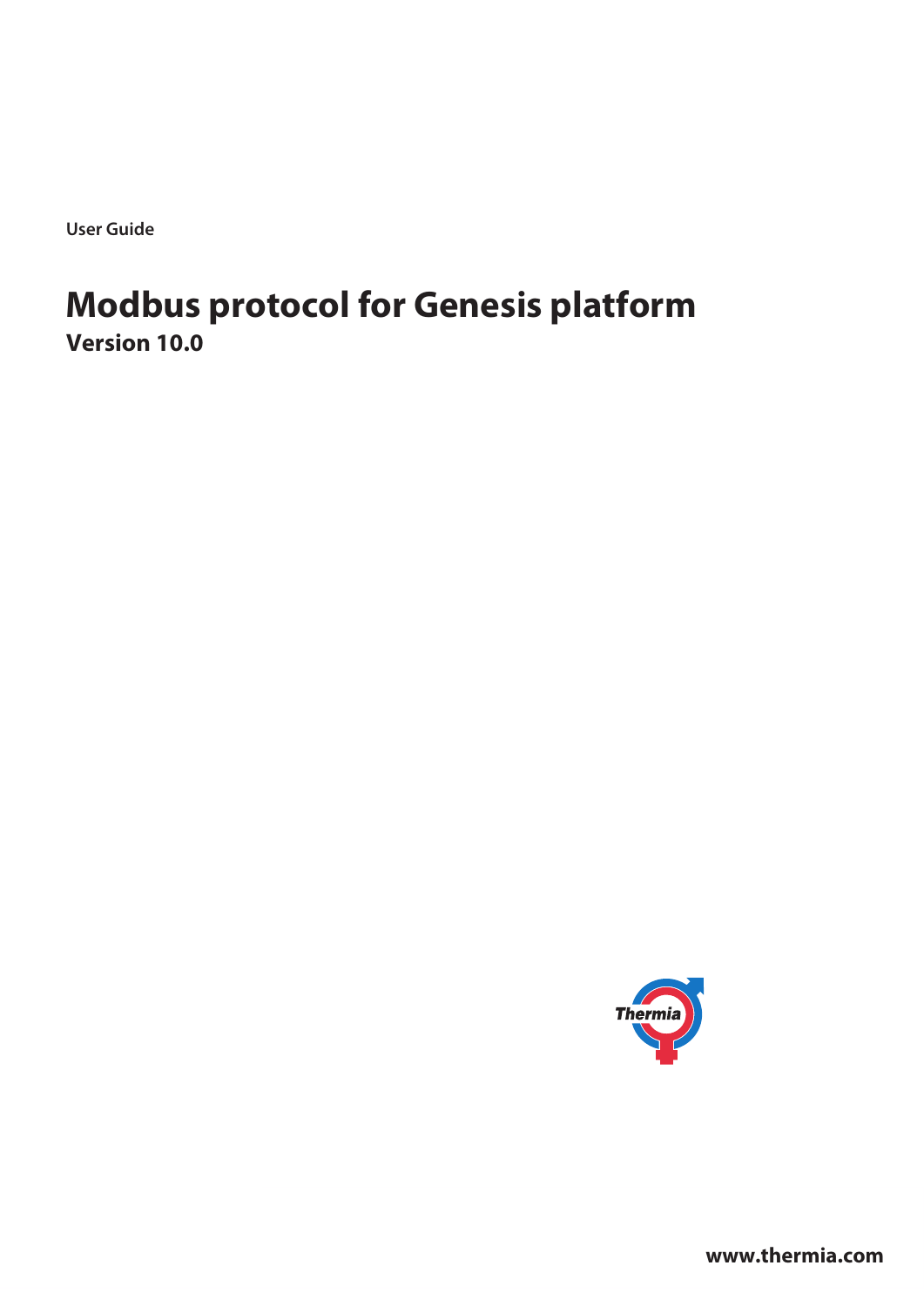User Guide

# Modbus protocol for Genesis platform

**Version 10.0**

Thermia

**www.thermia.com**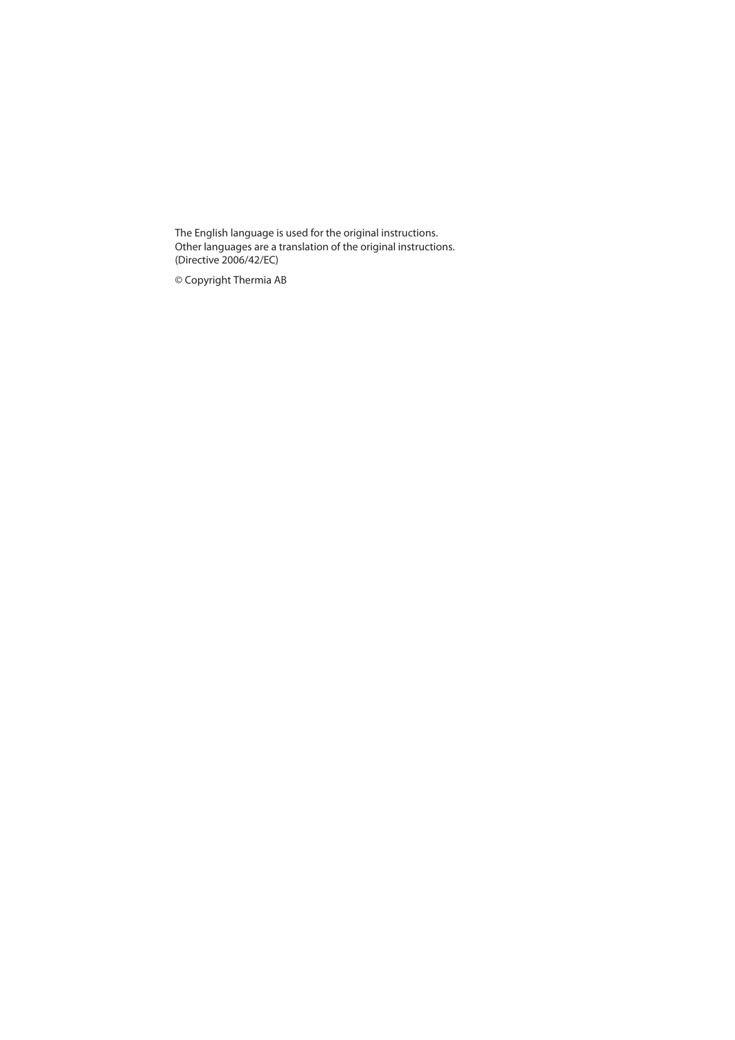The English language is used for the original instructions.
Other languages are a translation of the original instructions.
(Directive 2006/42/EC)

© Copyright Thermia AB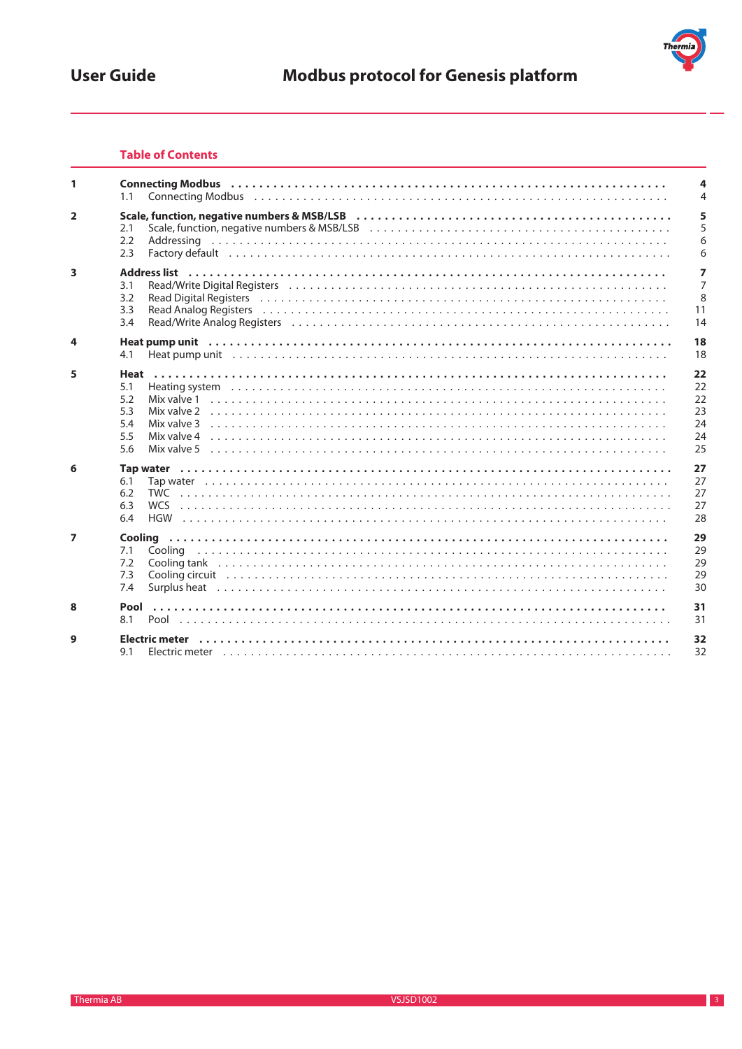## Table of Contents

| | | |
|---|---|---|
| **1** | **Connecting Modbus** | **4** |
| | 1.1 Connecting Modbus | 4 |
| **2** | **Scale, function, negative numbers & MSB/LSB** | **5** |
| | 2.1 Scale, function, negative numbers & MSB/LSB | 5 |
| | 2.2 Addressing | 6 |
| | 2.3 Factory default | 6 |
| **3** | **Address list** | **7** |
| | 3.1 Read/Write Digital Registers | 7 |
| | 3.2 Read Digital Registers | 8 |
| | 3.3 Read Analog Registers | 11 |
| | 3.4 Read/Write Analog Registers | 14 |
| **4** | **Heat pump unit** | **18** |
| | 4.1 Heat pump unit | 18 |
| **5** | **Heat** | **22** |
| | 5.1 Heating system | 22 |
| | 5.2 Mix valve 1 | 22 |
| | 5.3 Mix valve 2 | 23 |
| | 5.4 Mix valve 3 | 24 |
| | 5.5 Mix valve 4 | 24 |
| | 5.6 Mix valve 5 | 25 |
| **6** | **Tap water** | **27** |
| | 6.1 Tap water | 27 |
| | 6.2 TWC | 27 |
| | 6.3 WCS | 27 |
| | 6.4 HGW | 28 |
| **7** | **Cooling** | **29** |
| | 7.1 Cooling | 29 |
| | 7.2 Cooling tank | 29 |
| | 7.3 Cooling circuit | 29 |
| | 7.4 Surplus heat | 30 |
| **8** | **Pool** | **31** |
| | 8.1 Pool | 31 |
| **9** | **Electric meter** | **32** |
| | 9.1 Electric meter | 32 |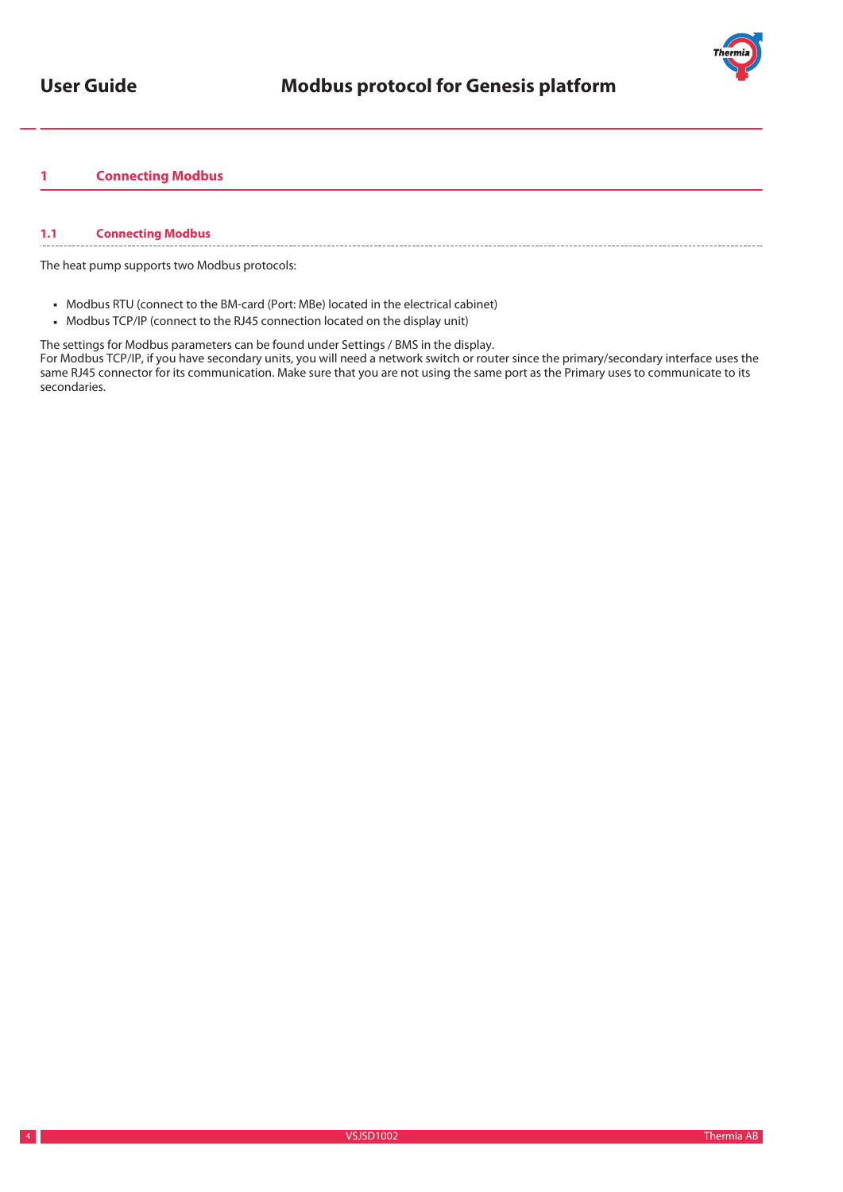# 1 Connecting Modbus

## 1.1 Connecting Modbus

The heat pump supports two Modbus protocols:

- Modbus RTU (connect to the BM-card (Port: MBe) located in the electrical cabinet)
- Modbus TCP/IP (connect to the RJ45 connection located on the display unit)

The settings for Modbus parameters can be found under Settings / BMS in the display.
For Modbus TCP/IP, if you have secondary units, you will need a network switch or router since the primary/secondary interface uses the same RJ45 connector for its communication. Make sure that you are not using the same port as the Primary uses to communicate to its secondaries.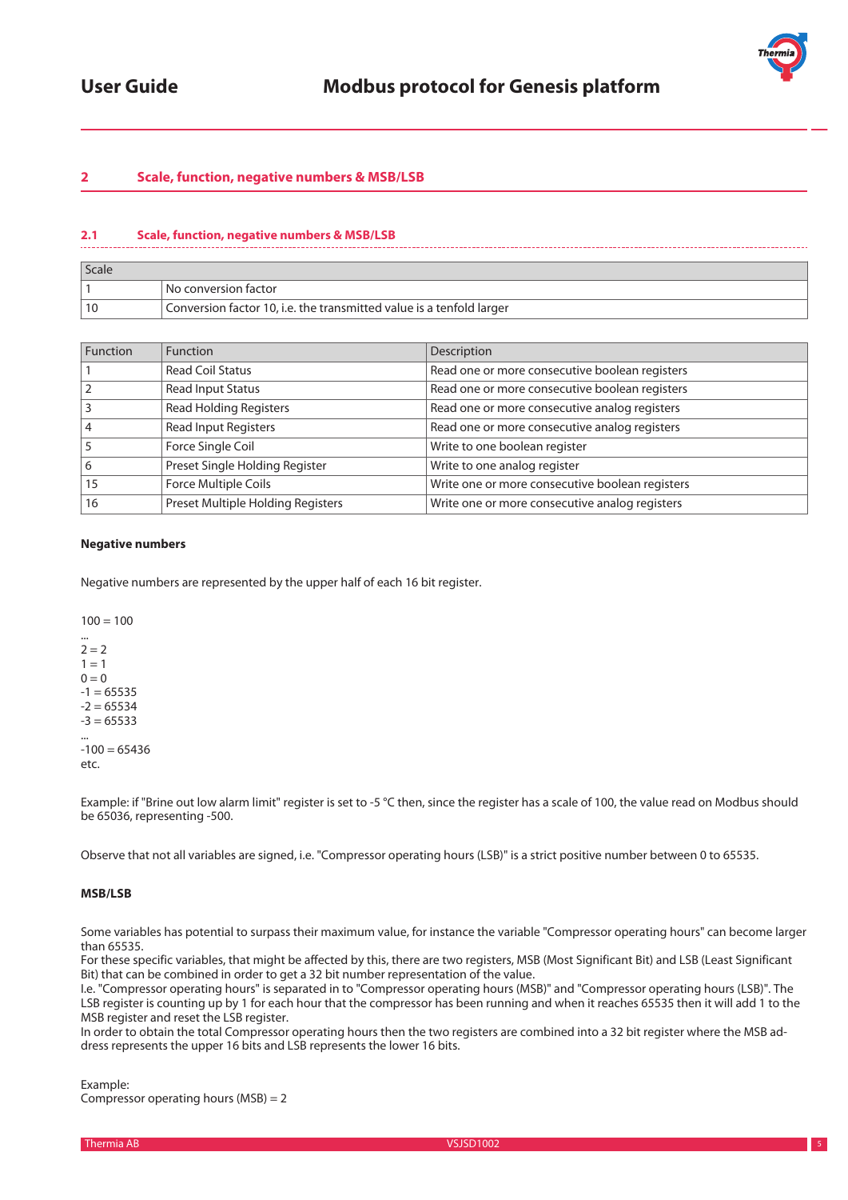## 2 Scale, function, negative numbers & MSB/LSB

### 2.1 Scale, function, negative numbers & MSB/LSB

| Scale | |
|---|---|
| 1 | No conversion factor |
| 10 | Conversion factor 10, i.e. the transmitted value is a tenfold larger |

| Function | Function | Description |
|---|---|---|
| 1 | Read Coil Status | Read one or more consecutive boolean registers |
| 2 | Read Input Status | Read one or more consecutive boolean registers |
| 3 | Read Holding Registers | Read one or more consecutive analog registers |
| 4 | Read Input Registers | Read one or more consecutive analog registers |
| 5 | Force Single Coil | Write to one boolean register |
| 6 | Preset Single Holding Register | Write to one analog register |
| 15 | Force Multiple Coils | Write one or more consecutive boolean registers |
| 16 | Preset Multiple Holding Registers | Write one or more consecutive analog registers |

**Negative numbers**

Negative numbers are represented by the upper half of each 16 bit register.

100 = 100
...
2 = 2
1 = 1
0 = 0
-1 = 65535
-2 = 65534
-3 = 65533
...
-100 = 65436
etc.

Example: if "Brine out low alarm limit" register is set to -5 °C then, since the register has a scale of 100, the value read on Modbus should be 65036, representing -500.

Observe that not all variables are signed, i.e. "Compressor operating hours (LSB)" is a strict positive number between 0 to 65535.

**MSB/LSB**

Some variables has potential to surpass their maximum value, for instance the variable "Compressor operating hours" can become larger than 65535.
For these specific variables, that might be affected by this, there are two registers, MSB (Most Significant Bit) and LSB (Least Significant Bit) that can be combined in order to get a 32 bit number representation of the value.
I.e. "Compressor operating hours" is separated in to "Compressor operating hours (MSB)" and "Compressor operating hours (LSB)". The LSB register is counting up by 1 for each hour that the compressor has been running and when it reaches 65535 then it will add 1 to the MSB register and reset the LSB register.
In order to obtain the total Compressor operating hours then the two registers are combined into a 32 bit register where the MSB address represents the upper 16 bits and LSB represents the lower 16 bits.

Example:
Compressor operating hours (MSB) = 2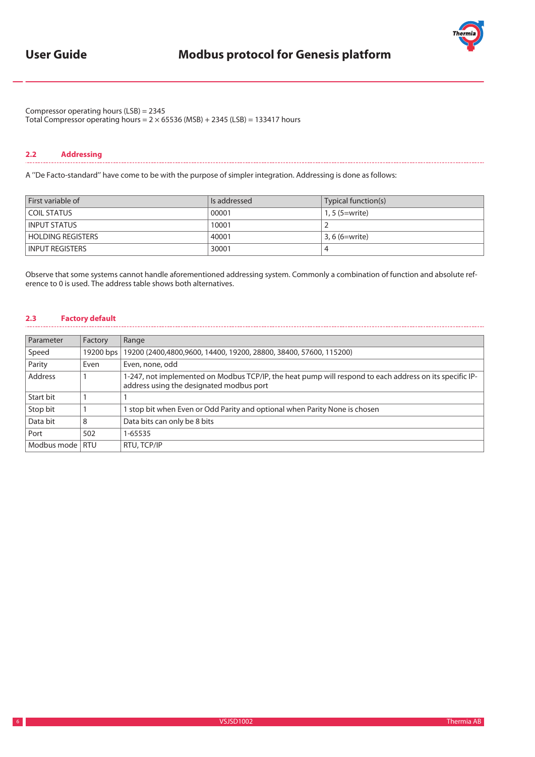Compressor operating hours (LSB) = 2345
Total Compressor operating hours = 2 × 65536 (MSB) + 2345 (LSB) = 133417 hours

## 2.2 Addressing

A "De Facto-standard" have come to be with the purpose of simpler integration. Addressing is done as follows:

| First variable of | Is addressed | Typical function(s) |
|---|---|---|
| COIL STATUS | 00001 | 1, 5 (5=write) |
| INPUT STATUS | 10001 | 2 |
| HOLDING REGISTERS | 40001 | 3, 6 (6=write) |
| INPUT REGISTERS | 30001 | 4 |

Observe that some systems cannot handle aforementioned addressing system. Commonly a combination of function and absolute reference to 0 is used. The address table shows both alternatives.

## 2.3 Factory default

| Parameter | Factory | Range |
|---|---|---|
| Speed | 19200 bps | 19200 (2400,4800,9600, 14400, 19200, 28800, 38400, 57600, 115200) |
| Parity | Even | Even, none, odd |
| Address | 1 | 1-247, not implemented on Modbus TCP/IP, the heat pump will respond to each address on its specific IP-address using the designated modbus port |
| Start bit | 1 | 1 |
| Stop bit | 1 | 1 stop bit when Even or Odd Parity and optional when Parity None is chosen |
| Data bit | 8 | Data bits can only be 8 bits |
| Port | 502 | 1-65535 |
| Modbus mode | RTU | RTU, TCP/IP |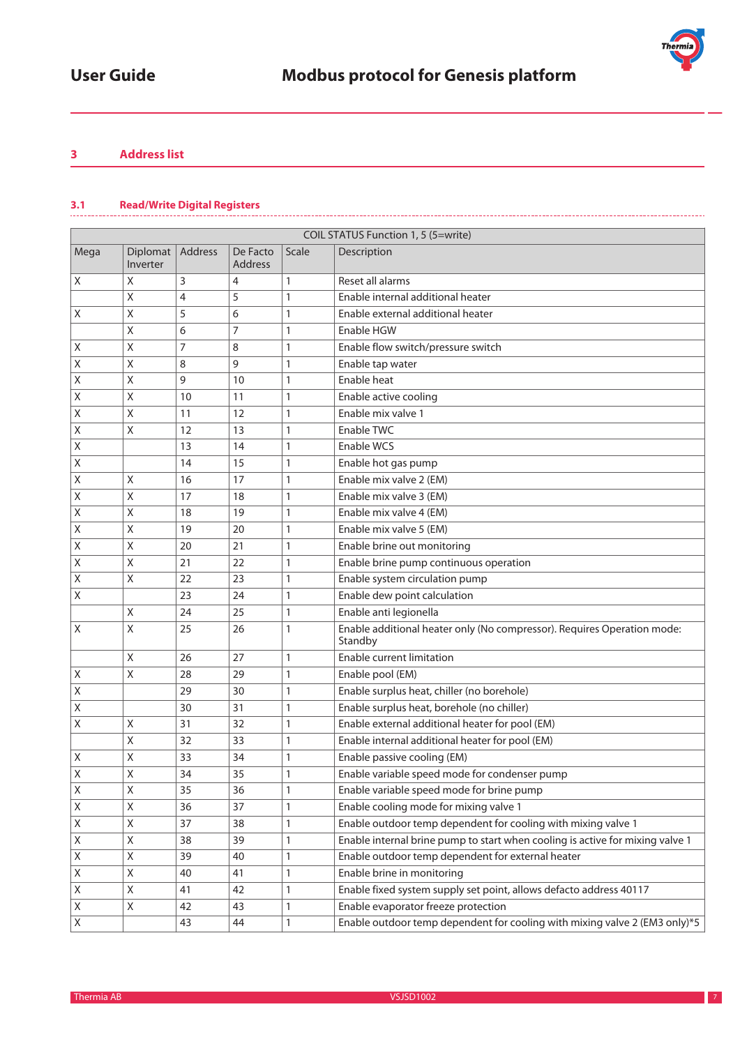## 3 Address list

### 3.1 Read/Write Digital Registers

| COIL STATUS Function 1, 5 (5=write) | | | | | |
|---|---|---|---|---|---|
| Mega | Diplomat Inverter | Address | De Facto Address | Scale | Description |
| X | X | 3 | 4 | 1 | Reset all alarms |
| | X | 4 | 5 | 1 | Enable internal additional heater |
| X | X | 5 | 6 | 1 | Enable external additional heater |
| | X | 6 | 7 | 1 | Enable HGW |
| X | X | 7 | 8 | 1 | Enable flow switch/pressure switch |
| X | X | 8 | 9 | 1 | Enable tap water |
| X | X | 9 | 10 | 1 | Enable heat |
| X | X | 10 | 11 | 1 | Enable active cooling |
| X | X | 11 | 12 | 1 | Enable mix valve 1 |
| X | X | 12 | 13 | 1 | Enable TWC |
| X | | 13 | 14 | 1 | Enable WCS |
| X | | 14 | 15 | 1 | Enable hot gas pump |
| X | X | 16 | 17 | 1 | Enable mix valve 2 (EM) |
| X | X | 17 | 18 | 1 | Enable mix valve 3 (EM) |
| X | X | 18 | 19 | 1 | Enable mix valve 4 (EM) |
| X | X | 19 | 20 | 1 | Enable mix valve 5 (EM) |
| X | X | 20 | 21 | 1 | Enable brine out monitoring |
| X | X | 21 | 22 | 1 | Enable brine pump continuous operation |
| X | X | 22 | 23 | 1 | Enable system circulation pump |
| X | | 23 | 24 | 1 | Enable dew point calculation |
| | X | 24 | 25 | 1 | Enable anti legionella |
| X | X | 25 | 26 | 1 | Enable additional heater only (No compressor). Requires Operation mode: Standby |
| | X | 26 | 27 | 1 | Enable current limitation |
| X | X | 28 | 29 | 1 | Enable pool (EM) |
| X | | 29 | 30 | 1 | Enable surplus heat, chiller (no borehole) |
| X | | 30 | 31 | 1 | Enable surplus heat, borehole (no chiller) |
| X | X | 31 | 32 | 1 | Enable external additional heater for pool (EM) |
| | X | 32 | 33 | 1 | Enable internal additional heater for pool (EM) |
| X | X | 33 | 34 | 1 | Enable passive cooling (EM) |
| X | X | 34 | 35 | 1 | Enable variable speed mode for condenser pump |
| X | X | 35 | 36 | 1 | Enable variable speed mode for brine pump |
| X | X | 36 | 37 | 1 | Enable cooling mode for mixing valve 1 |
| X | X | 37 | 38 | 1 | Enable outdoor temp dependent for cooling with mixing valve 1 |
| X | X | 38 | 39 | 1 | Enable internal brine pump to start when cooling is active for mixing valve 1 |
| X | X | 39 | 40 | 1 | Enable outdoor temp dependent for external heater |
| X | X | 40 | 41 | 1 | Enable brine in monitoring |
| X | X | 41 | 42 | 1 | Enable fixed system supply set point, allows defacto address 40117 |
| X | X | 42 | 43 | 1 | Enable evaporator freeze protection |
| X | | 43 | 44 | 1 | Enable outdoor temp dependent for cooling with mixing valve 2 (EM3 only)*5 |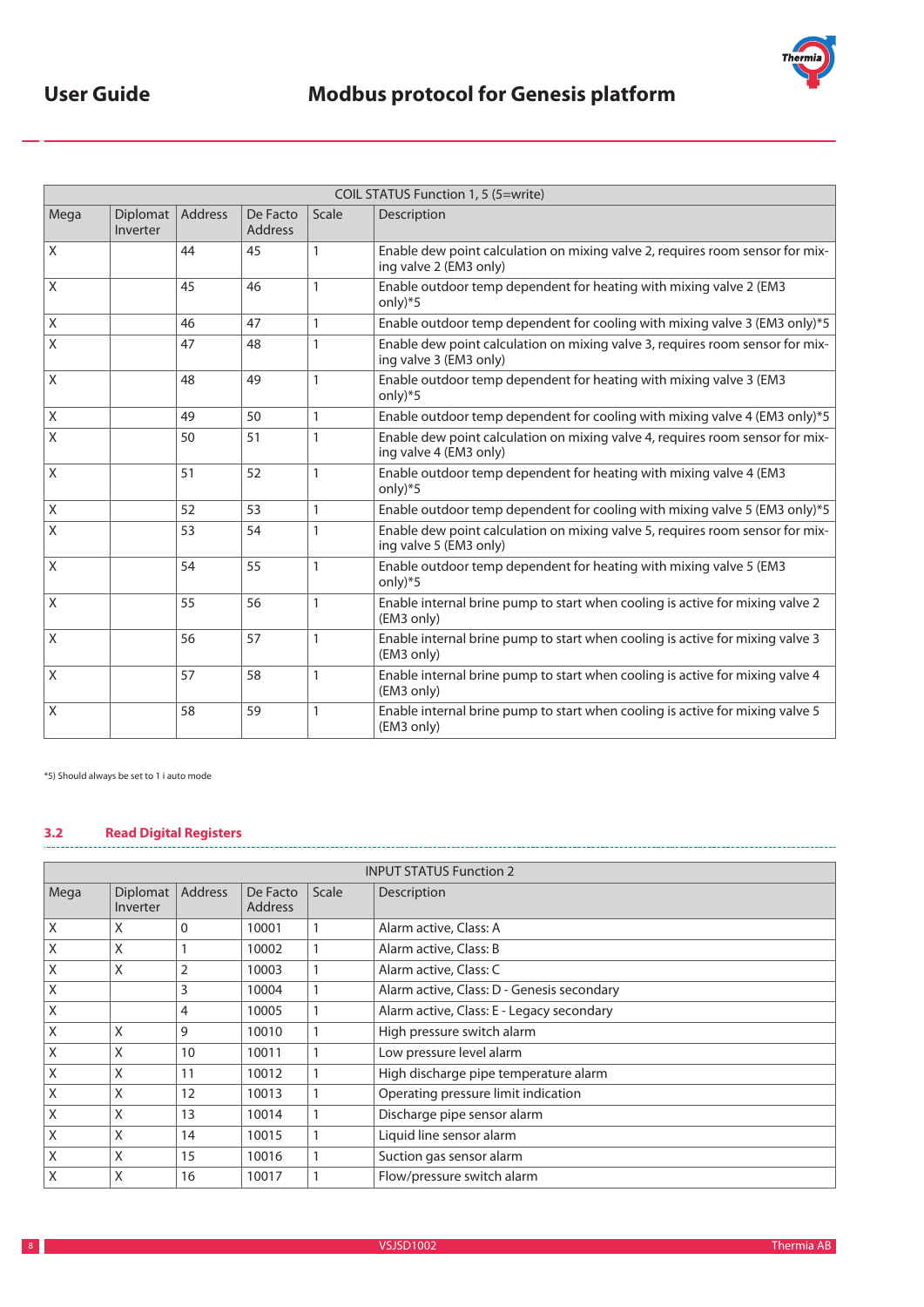| COIL STATUS Function 1, 5 (5=write) | | | | | |
|---|---|---|---|---|---|
| Mega | Diplomat Inverter | Address | De Facto Address | Scale | Description |
| X | | 44 | 45 | 1 | Enable dew point calculation on mixing valve 2, requires room sensor for mixing valve 2 (EM3 only) |
| X | | 45 | 46 | 1 | Enable outdoor temp dependent for heating with mixing valve 2 (EM3 only)*5 |
| X | | 46 | 47 | 1 | Enable outdoor temp dependent for cooling with mixing valve 3 (EM3 only)*5 |
| X | | 47 | 48 | 1 | Enable dew point calculation on mixing valve 3, requires room sensor for mixing valve 3 (EM3 only) |
| X | | 48 | 49 | 1 | Enable outdoor temp dependent for heating with mixing valve 3 (EM3 only)*5 |
| X | | 49 | 50 | 1 | Enable outdoor temp dependent for cooling with mixing valve 4 (EM3 only)*5 |
| X | | 50 | 51 | 1 | Enable dew point calculation on mixing valve 4, requires room sensor for mixing valve 4 (EM3 only) |
| X | | 51 | 52 | 1 | Enable outdoor temp dependent for heating with mixing valve 4 (EM3 only)*5 |
| X | | 52 | 53 | 1 | Enable outdoor temp dependent for cooling with mixing valve 5 (EM3 only)*5 |
| X | | 53 | 54 | 1 | Enable dew point calculation on mixing valve 5, requires room sensor for mixing valve 5 (EM3 only) |
| X | | 54 | 55 | 1 | Enable outdoor temp dependent for heating with mixing valve 5 (EM3 only)*5 |
| X | | 55 | 56 | 1 | Enable internal brine pump to start when cooling is active for mixing valve 2 (EM3 only) |
| X | | 56 | 57 | 1 | Enable internal brine pump to start when cooling is active for mixing valve 3 (EM3 only) |
| X | | 57 | 58 | 1 | Enable internal brine pump to start when cooling is active for mixing valve 4 (EM3 only) |
| X | | 58 | 59 | 1 | Enable internal brine pump to start when cooling is active for mixing valve 5 (EM3 only) |

*5) Should always be set to 1 i auto mode

### 3.2 Read Digital Registers

| INPUT STATUS Function 2 | | | | | |
|---|---|---|---|---|---|
| Mega | Diplomat Inverter | Address | De Facto Address | Scale | Description |
| X | X | 0 | 10001 | 1 | Alarm active, Class: A |
| X | X | 1 | 10002 | 1 | Alarm active, Class: B |
| X | X | 2 | 10003 | 1 | Alarm active, Class: C |
| X | | 3 | 10004 | 1 | Alarm active, Class: D - Genesis secondary |
| X | | 4 | 10005 | 1 | Alarm active, Class: E - Legacy secondary |
| X | X | 9 | 10010 | 1 | High pressure switch alarm |
| X | X | 10 | 10011 | 1 | Low pressure level alarm |
| X | X | 11 | 10012 | 1 | High discharge pipe temperature alarm |
| X | X | 12 | 10013 | 1 | Operating pressure limit indication |
| X | X | 13 | 10014 | 1 | Discharge pipe sensor alarm |
| X | X | 14 | 10015 | 1 | Liquid line sensor alarm |
| X | X | 15 | 10016 | 1 | Suction gas sensor alarm |
| X | X | 16 | 10017 | 1 | Flow/pressure switch alarm |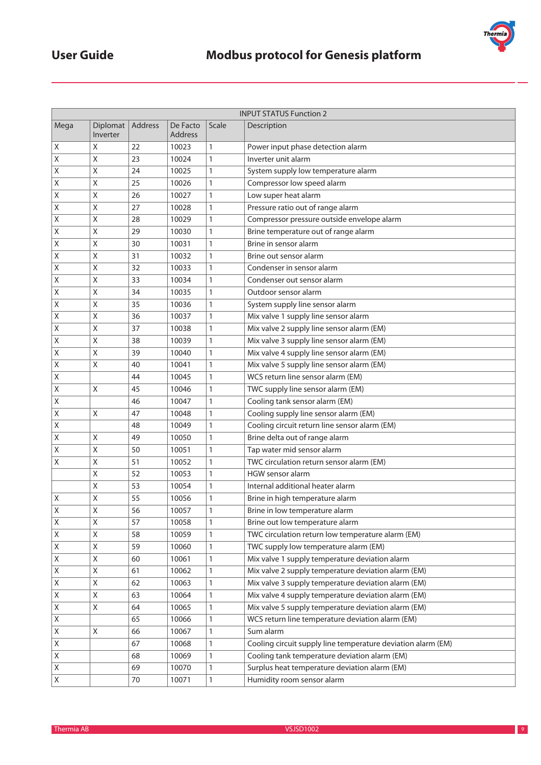| INPUT STATUS Function 2 | | | | | |
|---|---|---|---|---|---|
| Mega | Diplomat Inverter | Address | De Facto Address | Scale | Description |
| X | X | 22 | 10023 | 1 | Power input phase detection alarm |
| X | X | 23 | 10024 | 1 | Inverter unit alarm |
| X | X | 24 | 10025 | 1 | System supply low temperature alarm |
| X | X | 25 | 10026 | 1 | Compressor low speed alarm |
| X | X | 26 | 10027 | 1 | Low super heat alarm |
| X | X | 27 | 10028 | 1 | Pressure ratio out of range alarm |
| X | X | 28 | 10029 | 1 | Compressor pressure outside envelope alarm |
| X | X | 29 | 10030 | 1 | Brine temperature out of range alarm |
| X | X | 30 | 10031 | 1 | Brine in sensor alarm |
| X | X | 31 | 10032 | 1 | Brine out sensor alarm |
| X | X | 32 | 10033 | 1 | Condenser in sensor alarm |
| X | X | 33 | 10034 | 1 | Condenser out sensor alarm |
| X | X | 34 | 10035 | 1 | Outdoor sensor alarm |
| X | X | 35 | 10036 | 1 | System supply line sensor alarm |
| X | X | 36 | 10037 | 1 | Mix valve 1 supply line sensor alarm |
| X | X | 37 | 10038 | 1 | Mix valve 2 supply line sensor alarm (EM) |
| X | X | 38 | 10039 | 1 | Mix valve 3 supply line sensor alarm (EM) |
| X | X | 39 | 10040 | 1 | Mix valve 4 supply line sensor alarm (EM) |
| X | X | 40 | 10041 | 1 | Mix valve 5 supply line sensor alarm (EM) |
| X | | 44 | 10045 | 1 | WCS return line sensor alarm (EM) |
| X | X | 45 | 10046 | 1 | TWC supply line sensor alarm (EM) |
| X | | 46 | 10047 | 1 | Cooling tank sensor alarm (EM) |
| X | X | 47 | 10048 | 1 | Cooling supply line sensor alarm (EM) |
| X | | 48 | 10049 | 1 | Cooling circuit return line sensor alarm (EM) |
| X | X | 49 | 10050 | 1 | Brine delta out of range alarm |
| X | X | 50 | 10051 | 1 | Tap water mid sensor alarm |
| X | X | 51 | 10052 | 1 | TWC circulation return sensor alarm (EM) |
| | X | 52 | 10053 | 1 | HGW sensor alarm |
| | X | 53 | 10054 | 1 | Internal additional heater alarm |
| X | X | 55 | 10056 | 1 | Brine in high temperature alarm |
| X | X | 56 | 10057 | 1 | Brine in low temperature alarm |
| X | X | 57 | 10058 | 1 | Brine out low temperature alarm |
| X | X | 58 | 10059 | 1 | TWC circulation return low temperature alarm (EM) |
| X | X | 59 | 10060 | 1 | TWC supply low temperature alarm (EM) |
| X | X | 60 | 10061 | 1 | Mix valve 1 supply temperature deviation alarm |
| X | X | 61 | 10062 | 1 | Mix valve 2 supply temperature deviation alarm (EM) |
| X | X | 62 | 10063 | 1 | Mix valve 3 supply temperature deviation alarm (EM) |
| X | X | 63 | 10064 | 1 | Mix valve 4 supply temperature deviation alarm (EM) |
| X | X | 64 | 10065 | 1 | Mix valve 5 supply temperature deviation alarm (EM) |
| X | | 65 | 10066 | 1 | WCS return line temperature deviation alarm (EM) |
| X | X | 66 | 10067 | 1 | Sum alarm |
| X | | 67 | 10068 | 1 | Cooling circuit supply line temperature deviation alarm (EM) |
| X | | 68 | 10069 | 1 | Cooling tank temperature deviation alarm (EM) |
| X | | 69 | 10070 | 1 | Surplus heat temperature deviation alarm (EM) |
| X | | 70 | 10071 | 1 | Humidity room sensor alarm |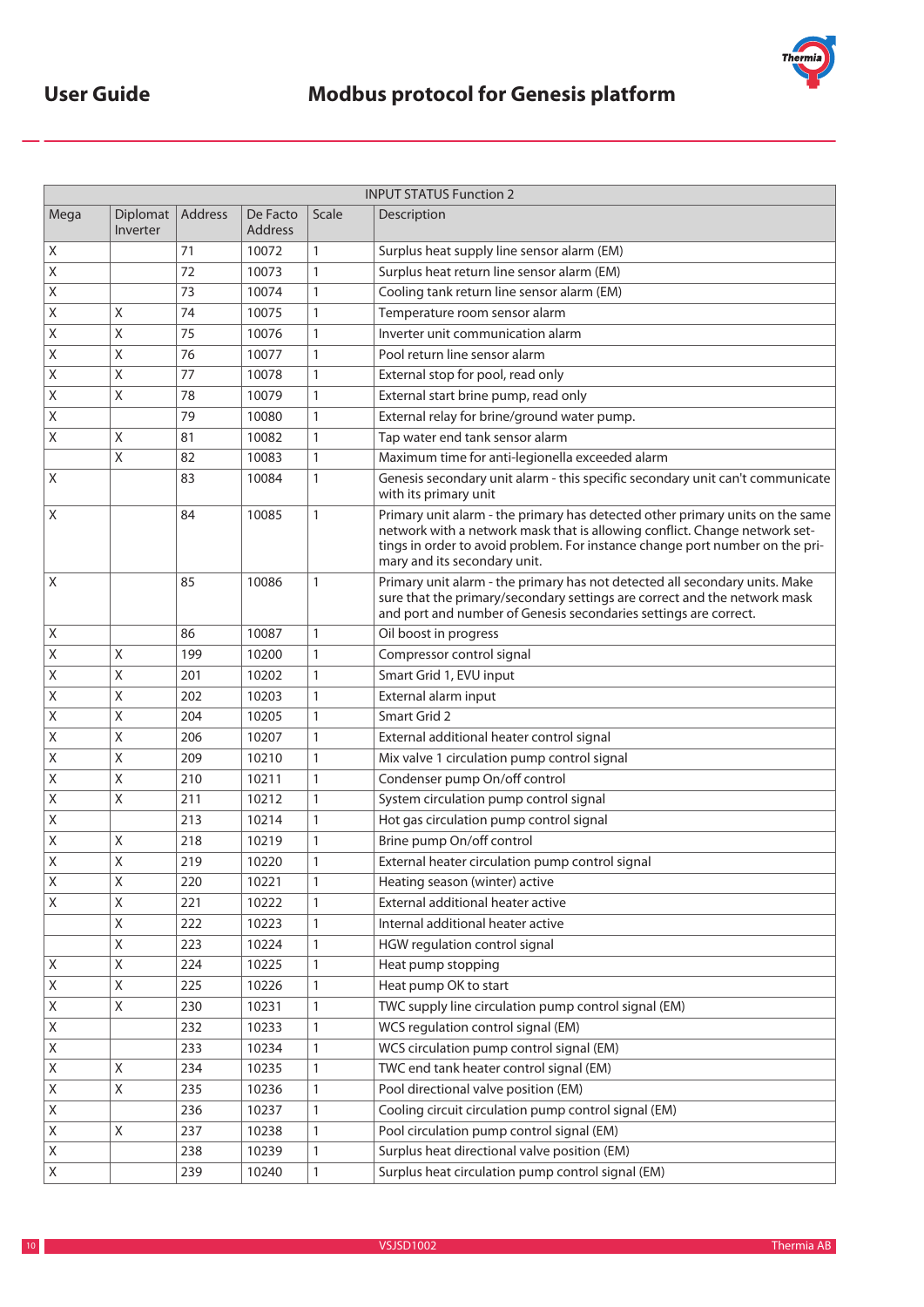| INPUT STATUS Function 2 | | | | | |
|---|---|---|---|---|---|
| Mega | Diplomat Inverter | Address | De Facto Address | Scale | Description |
| X | | 71 | 10072 | 1 | Surplus heat supply line sensor alarm (EM) |
| X | | 72 | 10073 | 1 | Surplus heat return line sensor alarm (EM) |
| X | | 73 | 10074 | 1 | Cooling tank return line sensor alarm (EM) |
| X | X | 74 | 10075 | 1 | Temperature room sensor alarm |
| X | X | 75 | 10076 | 1 | Inverter unit communication alarm |
| X | X | 76 | 10077 | 1 | Pool return line sensor alarm |
| X | X | 77 | 10078 | 1 | External stop for pool, read only |
| X | X | 78 | 10079 | 1 | External start brine pump, read only |
| X | | 79 | 10080 | 1 | External relay for brine/ground water pump. |
| X | X | 81 | 10082 | 1 | Tap water end tank sensor alarm |
| | X | 82 | 10083 | 1 | Maximum time for anti-legionella exceeded alarm |
| X | | 83 | 10084 | 1 | Genesis secondary unit alarm - this specific secondary unit can't communicate with its primary unit |
| X | | 84 | 10085 | 1 | Primary unit alarm - the primary has detected other primary units on the same network with a network mask that is allowing conflict. Change network settings in order to avoid problem. For instance change port number on the primary and its secondary unit. |
| X | | 85 | 10086 | 1 | Primary unit alarm - the primary has not detected all secondary units. Make sure that the primary/secondary settings are correct and the network mask and port and number of Genesis secondaries settings are correct. |
| X | | 86 | 10087 | 1 | Oil boost in progress |
| X | X | 199 | 10200 | 1 | Compressor control signal |
| X | X | 201 | 10202 | 1 | Smart Grid 1, EVU input |
| X | X | 202 | 10203 | 1 | External alarm input |
| X | X | 204 | 10205 | 1 | Smart Grid 2 |
| X | X | 206 | 10207 | 1 | External additional heater control signal |
| X | X | 209 | 10210 | 1 | Mix valve 1 circulation pump control signal |
| X | X | 210 | 10211 | 1 | Condenser pump On/off control |
| X | X | 211 | 10212 | 1 | System circulation pump control signal |
| X | | 213 | 10214 | 1 | Hot gas circulation pump control signal |
| X | X | 218 | 10219 | 1 | Brine pump On/off control |
| X | X | 219 | 10220 | 1 | External heater circulation pump control signal |
| X | X | 220 | 10221 | 1 | Heating season (winter) active |
| X | X | 221 | 10222 | 1 | External additional heater active |
| | X | 222 | 10223 | 1 | Internal additional heater active |
| | X | 223 | 10224 | 1 | HGW regulation control signal |
| X | X | 224 | 10225 | 1 | Heat pump stopping |
| X | X | 225 | 10226 | 1 | Heat pump OK to start |
| X | X | 230 | 10231 | 1 | TWC supply line circulation pump control signal (EM) |
| X | | 232 | 10233 | 1 | WCS regulation control signal (EM) |
| X | | 233 | 10234 | 1 | WCS circulation pump control signal (EM) |
| X | X | 234 | 10235 | 1 | TWC end tank heater control signal (EM) |
| X | X | 235 | 10236 | 1 | Pool directional valve position (EM) |
| X | | 236 | 10237 | 1 | Cooling circuit circulation pump control signal (EM) |
| X | X | 237 | 10238 | 1 | Pool circulation pump control signal (EM) |
| X | | 238 | 10239 | 1 | Surplus heat directional valve position (EM) |
| X | | 239 | 10240 | 1 | Surplus heat circulation pump control signal (EM) |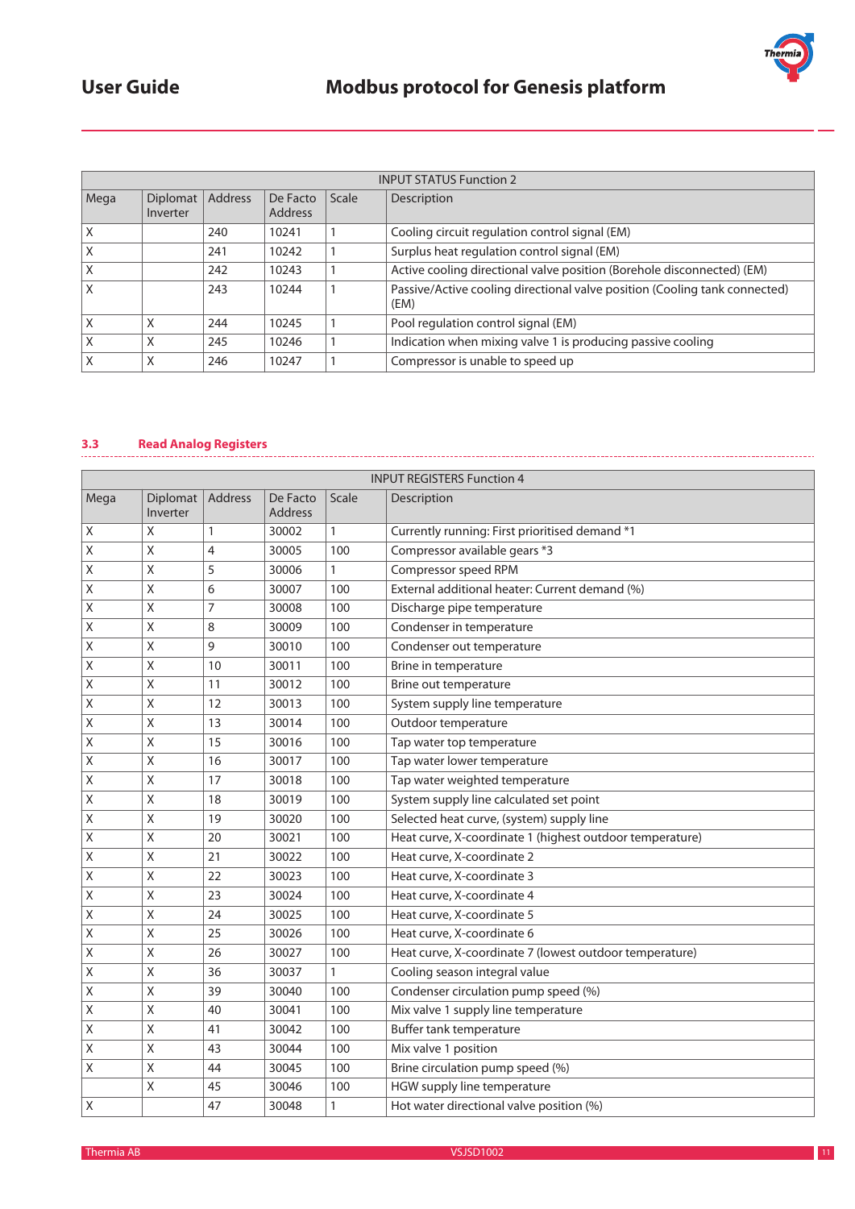| INPUT STATUS Function 2 | | | | | |
|---|---|---|---|---|---|
| Mega | Diplomat Inverter | Address | De Facto Address | Scale | Description |
| X | | 240 | 10241 | 1 | Cooling circuit regulation control signal (EM) |
| X | | 241 | 10242 | 1 | Surplus heat regulation control signal (EM) |
| X | | 242 | 10243 | 1 | Active cooling directional valve position (Borehole disconnected) (EM) |
| X | | 243 | 10244 | 1 | Passive/Active cooling directional valve position (Cooling tank connected) (EM) |
| X | X | 244 | 10245 | 1 | Pool regulation control signal (EM) |
| X | X | 245 | 10246 | 1 | Indication when mixing valve 1 is producing passive cooling |
| X | X | 246 | 10247 | 1 | Compressor is unable to speed up |

### 3.3 Read Analog Registers

| INPUT REGISTERS Function 4 | | | | | |
|---|---|---|---|---|---|
| Mega | Diplomat Inverter | Address | De Facto Address | Scale | Description |
| X | X | 1 | 30002 | 1 | Currently running: First prioritised demand *1 |
| X | X | 4 | 30005 | 100 | Compressor available gears *3 |
| X | X | 5 | 30006 | 1 | Compressor speed RPM |
| X | X | 6 | 30007 | 100 | External additional heater: Current demand (%) |
| X | X | 7 | 30008 | 100 | Discharge pipe temperature |
| X | X | 8 | 30009 | 100 | Condenser in temperature |
| X | X | 9 | 30010 | 100 | Condenser out temperature |
| X | X | 10 | 30011 | 100 | Brine in temperature |
| X | X | 11 | 30012 | 100 | Brine out temperature |
| X | X | 12 | 30013 | 100 | System supply line temperature |
| X | X | 13 | 30014 | 100 | Outdoor temperature |
| X | X | 15 | 30016 | 100 | Tap water top temperature |
| X | X | 16 | 30017 | 100 | Tap water lower temperature |
| X | X | 17 | 30018 | 100 | Tap water weighted temperature |
| X | X | 18 | 30019 | 100 | System supply line calculated set point |
| X | X | 19 | 30020 | 100 | Selected heat curve, (system) supply line |
| X | X | 20 | 30021 | 100 | Heat curve, X-coordinate 1 (highest outdoor temperature) |
| X | X | 21 | 30022 | 100 | Heat curve, X-coordinate 2 |
| X | X | 22 | 30023 | 100 | Heat curve, X-coordinate 3 |
| X | X | 23 | 30024 | 100 | Heat curve, X-coordinate 4 |
| X | X | 24 | 30025 | 100 | Heat curve, X-coordinate 5 |
| X | X | 25 | 30026 | 100 | Heat curve, X-coordinate 6 |
| X | X | 26 | 30027 | 100 | Heat curve, X-coordinate 7 (lowest outdoor temperature) |
| X | X | 36 | 30037 | 1 | Cooling season integral value |
| X | X | 39 | 30040 | 100 | Condenser circulation pump speed (%) |
| X | X | 40 | 30041 | 100 | Mix valve 1 supply line temperature |
| X | X | 41 | 30042 | 100 | Buffer tank temperature |
| X | X | 43 | 30044 | 100 | Mix valve 1 position |
| X | X | 44 | 30045 | 100 | Brine circulation pump speed (%) |
| | X | 45 | 30046 | 100 | HGW supply line temperature |
| X | | 47 | 30048 | 1 | Hot water directional valve position (%) |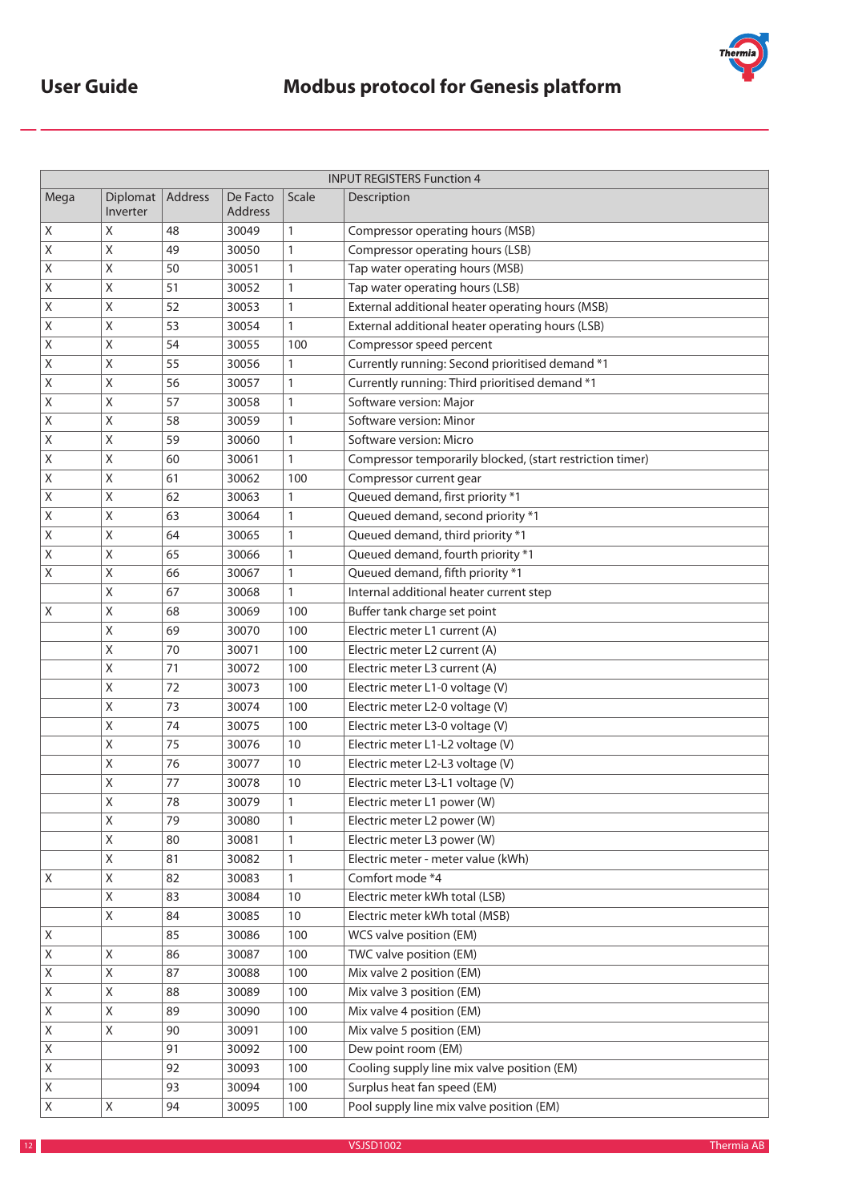| INPUT REGISTERS Function 4 | | | | | |
|---|---|---|---|---|---|
| Mega | Diplomat Inverter | Address | De Facto Address | Scale | Description |
| X | X | 48 | 30049 | 1 | Compressor operating hours (MSB) |
| X | X | 49 | 30050 | 1 | Compressor operating hours (LSB) |
| X | X | 50 | 30051 | 1 | Tap water operating hours (MSB) |
| X | X | 51 | 30052 | 1 | Tap water operating hours (LSB) |
| X | X | 52 | 30053 | 1 | External additional heater operating hours (MSB) |
| X | X | 53 | 30054 | 1 | External additional heater operating hours (LSB) |
| X | X | 54 | 30055 | 100 | Compressor speed percent |
| X | X | 55 | 30056 | 1 | Currently running: Second prioritised demand *1 |
| X | X | 56 | 30057 | 1 | Currently running: Third prioritised demand *1 |
| X | X | 57 | 30058 | 1 | Software version: Major |
| X | X | 58 | 30059 | 1 | Software version: Minor |
| X | X | 59 | 30060 | 1 | Software version: Micro |
| X | X | 60 | 30061 | 1 | Compressor temporarily blocked, (start restriction timer) |
| X | X | 61 | 30062 | 100 | Compressor current gear |
| X | X | 62 | 30063 | 1 | Queued demand, first priority *1 |
| X | X | 63 | 30064 | 1 | Queued demand, second priority *1 |
| X | X | 64 | 30065 | 1 | Queued demand, third priority *1 |
| X | X | 65 | 30066 | 1 | Queued demand, fourth priority *1 |
| X | X | 66 | 30067 | 1 | Queued demand, fifth priority *1 |
| | X | 67 | 30068 | 1 | Internal additional heater current step |
| X | X | 68 | 30069 | 100 | Buffer tank charge set point |
| | X | 69 | 30070 | 100 | Electric meter L1 current (A) |
| | X | 70 | 30071 | 100 | Electric meter L2 current (A) |
| | X | 71 | 30072 | 100 | Electric meter L3 current (A) |
| | X | 72 | 30073 | 100 | Electric meter L1-0 voltage (V) |
| | X | 73 | 30074 | 100 | Electric meter L2-0 voltage (V) |
| | X | 74 | 30075 | 100 | Electric meter L3-0 voltage (V) |
| | X | 75 | 30076 | 10 | Electric meter L1-L2 voltage (V) |
| | X | 76 | 30077 | 10 | Electric meter L2-L3 voltage (V) |
| | X | 77 | 30078 | 10 | Electric meter L3-L1 voltage (V) |
| | X | 78 | 30079 | 1 | Electric meter L1 power (W) |
| | X | 79 | 30080 | 1 | Electric meter L2 power (W) |
| | X | 80 | 30081 | 1 | Electric meter L3 power (W) |
| | X | 81 | 30082 | 1 | Electric meter - meter value (kWh) |
| X | X | 82 | 30083 | 1 | Comfort mode *4 |
| | X | 83 | 30084 | 10 | Electric meter kWh total (LSB) |
| | X | 84 | 30085 | 10 | Electric meter kWh total (MSB) |
| X | | 85 | 30086 | 100 | WCS valve position (EM) |
| X | X | 86 | 30087 | 100 | TWC valve position (EM) |
| X | X | 87 | 30088 | 100 | Mix valve 2 position (EM) |
| X | X | 88 | 30089 | 100 | Mix valve 3 position (EM) |
| X | X | 89 | 30090 | 100 | Mix valve 4 position (EM) |
| X | X | 90 | 30091 | 100 | Mix valve 5 position (EM) |
| X | | 91 | 30092 | 100 | Dew point room (EM) |
| X | | 92 | 30093 | 100 | Cooling supply line mix valve position (EM) |
| X | | 93 | 30094 | 100 | Surplus heat fan speed (EM) |
| X | X | 94 | 30095 | 100 | Pool supply line mix valve position (EM) |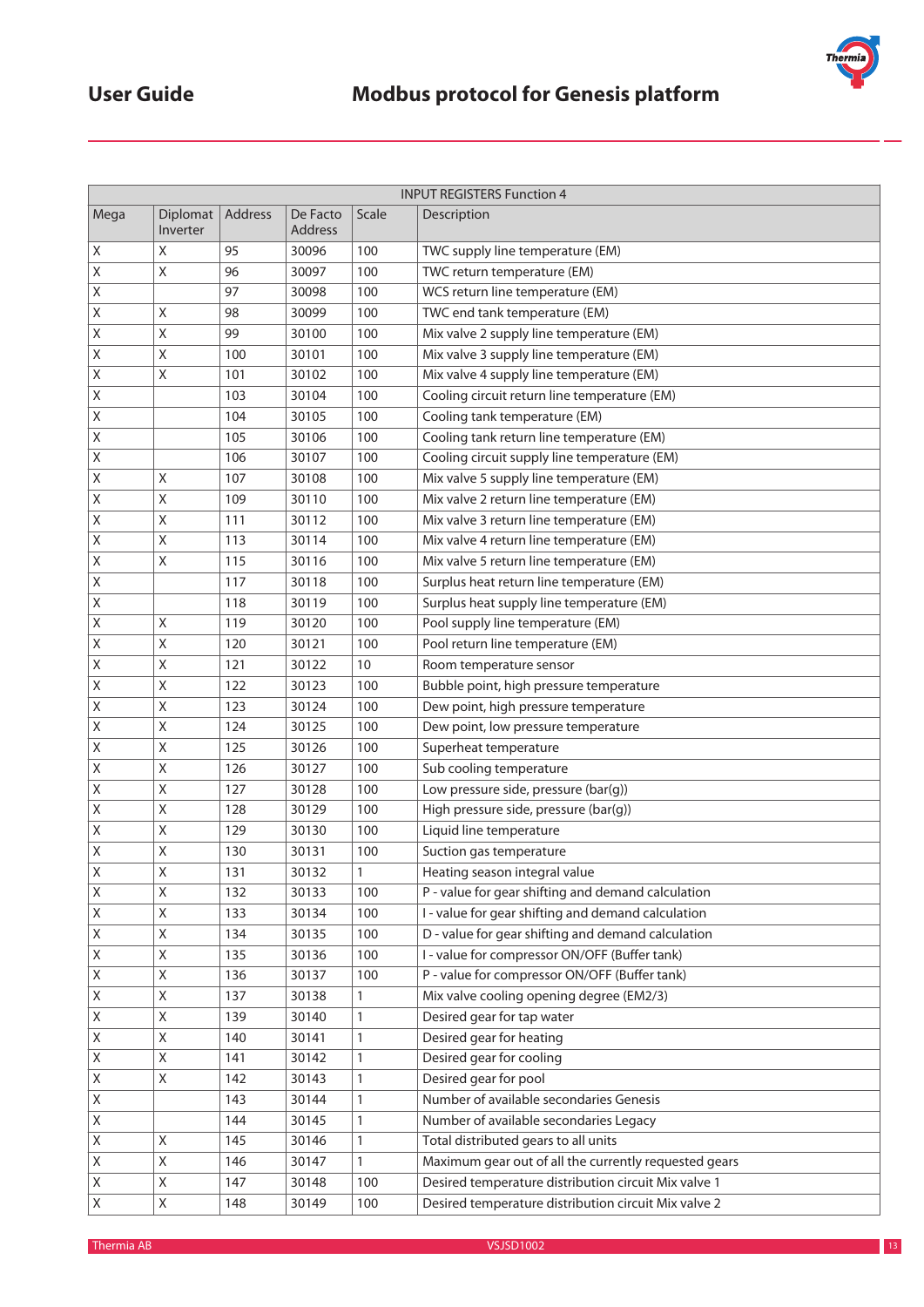| INPUT REGISTERS Function 4 | | | | | |
|---|---|---|---|---|---|
| Mega | Diplomat Inverter | Address | De Facto Address | Scale | Description |
| X | X | 95 | 30096 | 100 | TWC supply line temperature (EM) |
| X | X | 96 | 30097 | 100 | TWC return temperature (EM) |
| X | | 97 | 30098 | 100 | WCS return line temperature (EM) |
| X | X | 98 | 30099 | 100 | TWC end tank temperature (EM) |
| X | X | 99 | 30100 | 100 | Mix valve 2 supply line temperature (EM) |
| X | X | 100 | 30101 | 100 | Mix valve 3 supply line temperature (EM) |
| X | X | 101 | 30102 | 100 | Mix valve 4 supply line temperature (EM) |
| X | | 103 | 30104 | 100 | Cooling circuit return line temperature (EM) |
| X | | 104 | 30105 | 100 | Cooling tank temperature (EM) |
| X | | 105 | 30106 | 100 | Cooling tank return line temperature (EM) |
| X | | 106 | 30107 | 100 | Cooling circuit supply line temperature (EM) |
| X | X | 107 | 30108 | 100 | Mix valve 5 supply line temperature (EM) |
| X | X | 109 | 30110 | 100 | Mix valve 2 return line temperature (EM) |
| X | X | 111 | 30112 | 100 | Mix valve 3 return line temperature (EM) |
| X | X | 113 | 30114 | 100 | Mix valve 4 return line temperature (EM) |
| X | X | 115 | 30116 | 100 | Mix valve 5 return line temperature (EM) |
| X | | 117 | 30118 | 100 | Surplus heat return line temperature (EM) |
| X | | 118 | 30119 | 100 | Surplus heat supply line temperature (EM) |
| X | X | 119 | 30120 | 100 | Pool supply line temperature (EM) |
| X | X | 120 | 30121 | 100 | Pool return line temperature (EM) |
| X | X | 121 | 30122 | 10 | Room temperature sensor |
| X | X | 122 | 30123 | 100 | Bubble point, high pressure temperature |
| X | X | 123 | 30124 | 100 | Dew point, high pressure temperature |
| X | X | 124 | 30125 | 100 | Dew point, low pressure temperature |
| X | X | 125 | 30126 | 100 | Superheat temperature |
| X | X | 126 | 30127 | 100 | Sub cooling temperature |
| X | X | 127 | 30128 | 100 | Low pressure side, pressure (bar(g)) |
| X | X | 128 | 30129 | 100 | High pressure side, pressure (bar(g)) |
| X | X | 129 | 30130 | 100 | Liquid line temperature |
| X | X | 130 | 30131 | 100 | Suction gas temperature |
| X | X | 131 | 30132 | 1 | Heating season integral value |
| X | X | 132 | 30133 | 100 | P - value for gear shifting and demand calculation |
| X | X | 133 | 30134 | 100 | I - value for gear shifting and demand calculation |
| X | X | 134 | 30135 | 100 | D - value for gear shifting and demand calculation |
| X | X | 135 | 30136 | 100 | I - value for compressor ON/OFF (Buffer tank) |
| X | X | 136 | 30137 | 100 | P - value for compressor ON/OFF (Buffer tank) |
| X | X | 137 | 30138 | 1 | Mix valve cooling opening degree (EM2/3) |
| X | X | 139 | 30140 | 1 | Desired gear for tap water |
| X | X | 140 | 30141 | 1 | Desired gear for heating |
| X | X | 141 | 30142 | 1 | Desired gear for cooling |
| X | X | 142 | 30143 | 1 | Desired gear for pool |
| X | | 143 | 30144 | 1 | Number of available secondaries Genesis |
| X | | 144 | 30145 | 1 | Number of available secondaries Legacy |
| X | X | 145 | 30146 | 1 | Total distributed gears to all units |
| X | X | 146 | 30147 | 1 | Maximum gear out of all the currently requested gears |
| X | X | 147 | 30148 | 100 | Desired temperature distribution circuit Mix valve 1 |
| X | X | 148 | 30149 | 100 | Desired temperature distribution circuit Mix valve 2 |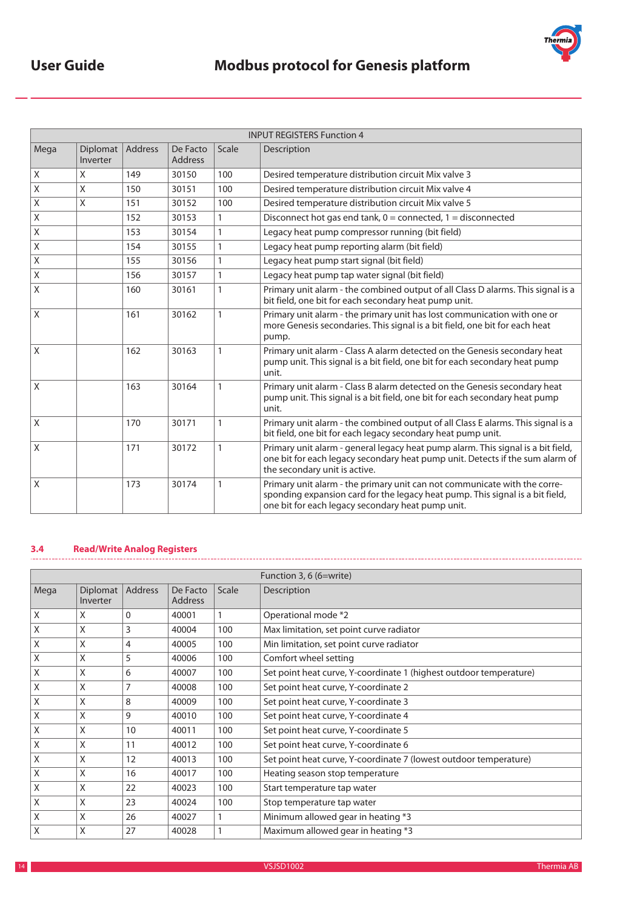| INPUT REGISTERS Function 4 | | | | | |
|---|---|---|---|---|---|
| Mega | Diplomat Inverter | Address | De Facto Address | Scale | Description |
| X | X | 149 | 30150 | 100 | Desired temperature distribution circuit Mix valve 3 |
| X | X | 150 | 30151 | 100 | Desired temperature distribution circuit Mix valve 4 |
| X | X | 151 | 30152 | 100 | Desired temperature distribution circuit Mix valve 5 |
| X | | 152 | 30153 | 1 | Disconnect hot gas end tank, 0 = connected, 1 = disconnected |
| X | | 153 | 30154 | 1 | Legacy heat pump compressor running (bit field) |
| X | | 154 | 30155 | 1 | Legacy heat pump reporting alarm (bit field) |
| X | | 155 | 30156 | 1 | Legacy heat pump start signal (bit field) |
| X | | 156 | 30157 | 1 | Legacy heat pump tap water signal (bit field) |
| X | | 160 | 30161 | 1 | Primary unit alarm - the combined output of all Class D alarms. This signal is a bit field, one bit for each secondary heat pump unit. |
| X | | 161 | 30162 | 1 | Primary unit alarm - the primary unit has lost communication with one or more Genesis secondaries. This signal is a bit field, one bit for each heat pump. |
| X | | 162 | 30163 | 1 | Primary unit alarm - Class A alarm detected on the Genesis secondary heat pump unit. This signal is a bit field, one bit for each secondary heat pump unit. |
| X | | 163 | 30164 | 1 | Primary unit alarm - Class B alarm detected on the Genesis secondary heat pump unit. This signal is a bit field, one bit for each secondary heat pump unit. |
| X | | 170 | 30171 | 1 | Primary unit alarm - the combined output of all Class E alarms. This signal is a bit field, one bit for each legacy secondary heat pump unit. |
| X | | 171 | 30172 | 1 | Primary unit alarm - general legacy heat pump alarm. This signal is a bit field, one bit for each legacy secondary heat pump unit. Detects if the sum alarm of the secondary unit is active. |
| X | | 173 | 30174 | 1 | Primary unit alarm - the primary unit can not communicate with the corresponding expansion card for the legacy heat pump. This signal is a bit field, one bit for each legacy secondary heat pump unit. |

### 3.4 Read/Write Analog Registers

| Function 3, 6 (6=write) | | | | | |
|---|---|---|---|---|---|
| Mega | Diplomat Inverter | Address | De Facto Address | Scale | Description |
| X | X | 0 | 40001 | 1 | Operational mode *2 |
| X | X | 3 | 40004 | 100 | Max limitation, set point curve radiator |
| X | X | 4 | 40005 | 100 | Min limitation, set point curve radiator |
| X | X | 5 | 40006 | 100 | Comfort wheel setting |
| X | X | 6 | 40007 | 100 | Set point heat curve, Y-coordinate 1 (highest outdoor temperature) |
| X | X | 7 | 40008 | 100 | Set point heat curve, Y-coordinate 2 |
| X | X | 8 | 40009 | 100 | Set point heat curve, Y-coordinate 3 |
| X | X | 9 | 40010 | 100 | Set point heat curve, Y-coordinate 4 |
| X | X | 10 | 40011 | 100 | Set point heat curve, Y-coordinate 5 |
| X | X | 11 | 40012 | 100 | Set point heat curve, Y-coordinate 6 |
| X | X | 12 | 40013 | 100 | Set point heat curve, Y-coordinate 7 (lowest outdoor temperature) |
| X | X | 16 | 40017 | 100 | Heating season stop temperature |
| X | X | 22 | 40023 | 100 | Start temperature tap water |
| X | X | 23 | 40024 | 100 | Stop temperature tap water |
| X | X | 26 | 40027 | 1 | Minimum allowed gear in heating *3 |
| X | X | 27 | 40028 | 1 | Maximum allowed gear in heating *3 |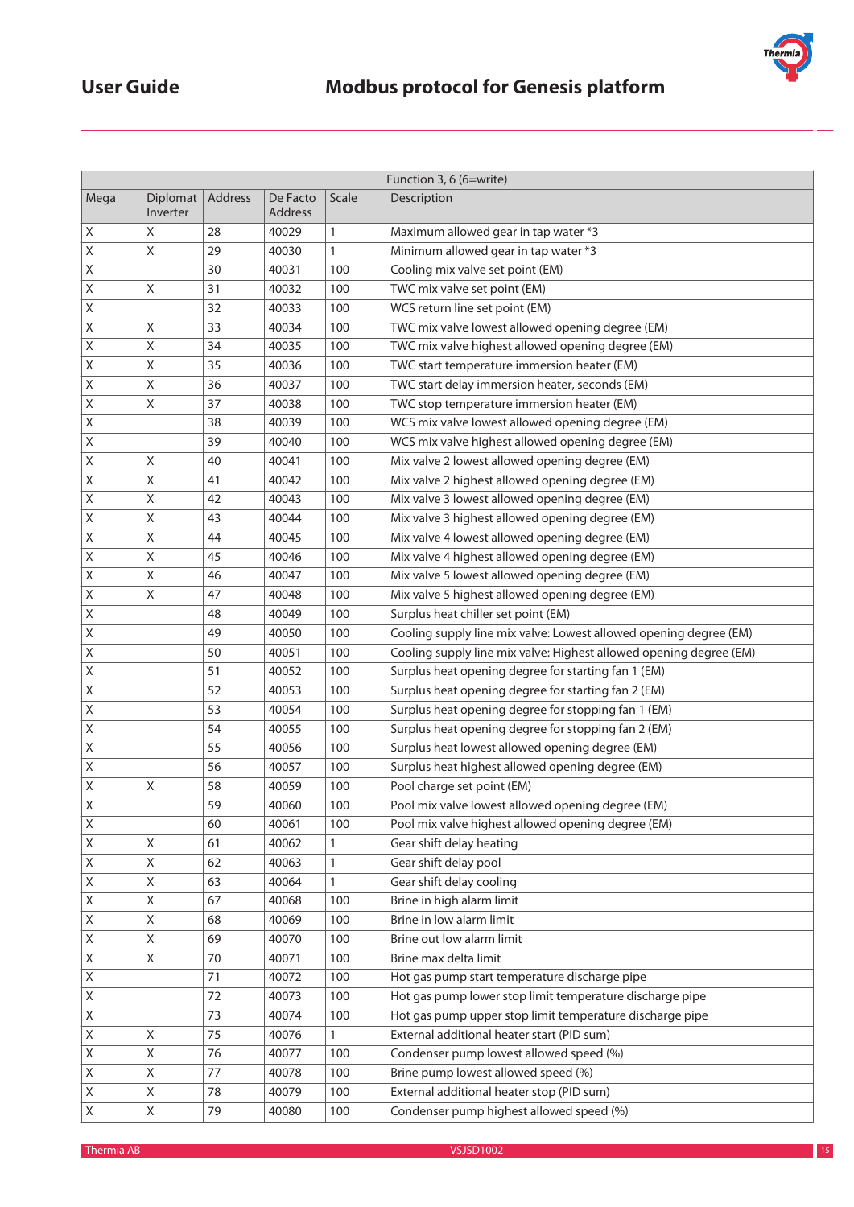| Function 3, 6 (6=write) | | | | | |
|---|---|---|---|---|---|
| Mega | Diplomat Inverter | Address | De Facto Address | Scale | Description |
| X | X | 28 | 40029 | 1 | Maximum allowed gear in tap water *3 |
| X | X | 29 | 40030 | 1 | Minimum allowed gear in tap water *3 |
| X | | 30 | 40031 | 100 | Cooling mix valve set point (EM) |
| X | X | 31 | 40032 | 100 | TWC mix valve set point (EM) |
| X | | 32 | 40033 | 100 | WCS return line set point (EM) |
| X | X | 33 | 40034 | 100 | TWC mix valve lowest allowed opening degree (EM) |
| X | X | 34 | 40035 | 100 | TWC mix valve highest allowed opening degree (EM) |
| X | X | 35 | 40036 | 100 | TWC start temperature immersion heater (EM) |
| X | X | 36 | 40037 | 100 | TWC start delay immersion heater, seconds (EM) |
| X | X | 37 | 40038 | 100 | TWC stop temperature immersion heater (EM) |
| X | | 38 | 40039 | 100 | WCS mix valve lowest allowed opening degree (EM) |
| X | | 39 | 40040 | 100 | WCS mix valve highest allowed opening degree (EM) |
| X | X | 40 | 40041 | 100 | Mix valve 2 lowest allowed opening degree (EM) |
| X | X | 41 | 40042 | 100 | Mix valve 2 highest allowed opening degree (EM) |
| X | X | 42 | 40043 | 100 | Mix valve 3 lowest allowed opening degree (EM) |
| X | X | 43 | 40044 | 100 | Mix valve 3 highest allowed opening degree (EM) |
| X | X | 44 | 40045 | 100 | Mix valve 4 lowest allowed opening degree (EM) |
| X | X | 45 | 40046 | 100 | Mix valve 4 highest allowed opening degree (EM) |
| X | X | 46 | 40047 | 100 | Mix valve 5 lowest allowed opening degree (EM) |
| X | X | 47 | 40048 | 100 | Mix valve 5 highest allowed opening degree (EM) |
| X | | 48 | 40049 | 100 | Surplus heat chiller set point (EM) |
| X | | 49 | 40050 | 100 | Cooling supply line mix valve: Lowest allowed opening degree (EM) |
| X | | 50 | 40051 | 100 | Cooling supply line mix valve: Highest allowed opening degree (EM) |
| X | | 51 | 40052 | 100 | Surplus heat opening degree for starting fan 1 (EM) |
| X | | 52 | 40053 | 100 | Surplus heat opening degree for starting fan 2 (EM) |
| X | | 53 | 40054 | 100 | Surplus heat opening degree for stopping fan 1 (EM) |
| X | | 54 | 40055 | 100 | Surplus heat opening degree for stopping fan 2 (EM) |
| X | | 55 | 40056 | 100 | Surplus heat lowest allowed opening degree (EM) |
| X | | 56 | 40057 | 100 | Surplus heat highest allowed opening degree (EM) |
| X | X | 58 | 40059 | 100 | Pool charge set point (EM) |
| X | | 59 | 40060 | 100 | Pool mix valve lowest allowed opening degree (EM) |
| X | | 60 | 40061 | 100 | Pool mix valve highest allowed opening degree (EM) |
| X | X | 61 | 40062 | 1 | Gear shift delay heating |
| X | X | 62 | 40063 | 1 | Gear shift delay pool |
| X | X | 63 | 40064 | 1 | Gear shift delay cooling |
| X | X | 67 | 40068 | 100 | Brine in high alarm limit |
| X | X | 68 | 40069 | 100 | Brine in low alarm limit |
| X | X | 69 | 40070 | 100 | Brine out low alarm limit |
| X | X | 70 | 40071 | 100 | Brine max delta limit |
| X | | 71 | 40072 | 100 | Hot gas pump start temperature discharge pipe |
| X | | 72 | 40073 | 100 | Hot gas pump lower stop limit temperature discharge pipe |
| X | | 73 | 40074 | 100 | Hot gas pump upper stop limit temperature discharge pipe |
| X | X | 75 | 40076 | 1 | External additional heater start (PID sum) |
| X | X | 76 | 40077 | 100 | Condenser pump lowest allowed speed (%) |
| X | X | 77 | 40078 | 100 | Brine pump lowest allowed speed (%) |
| X | X | 78 | 40079 | 100 | External additional heater stop (PID sum) |
| X | X | 79 | 40080 | 100 | Condenser pump highest allowed speed (%) |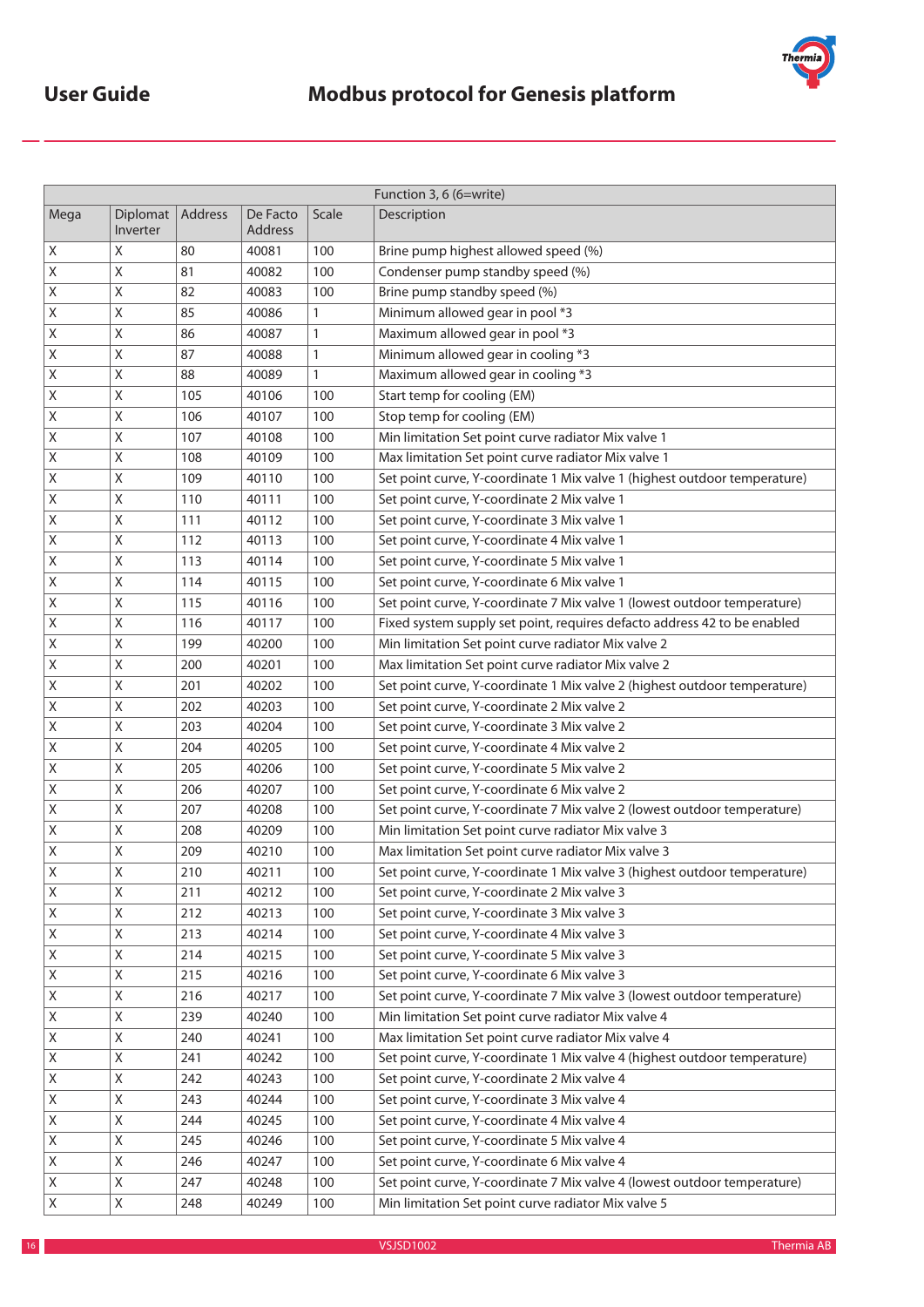| Function 3, 6 (6=write) | | | | | |
|---|---|---|---|---|---|
| Mega | Diplomat Inverter | Address | De Facto Address | Scale | Description |
| X | X | 80 | 40081 | 100 | Brine pump highest allowed speed (%) |
| X | X | 81 | 40082 | 100 | Condenser pump standby speed (%) |
| X | X | 82 | 40083 | 100 | Brine pump standby speed (%) |
| X | X | 85 | 40086 | 1 | Minimum allowed gear in pool *3 |
| X | X | 86 | 40087 | 1 | Maximum allowed gear in pool *3 |
| X | X | 87 | 40088 | 1 | Minimum allowed gear in cooling *3 |
| X | X | 88 | 40089 | 1 | Maximum allowed gear in cooling *3 |
| X | X | 105 | 40106 | 100 | Start temp for cooling (EM) |
| X | X | 106 | 40107 | 100 | Stop temp for cooling (EM) |
| X | X | 107 | 40108 | 100 | Min limitation Set point curve radiator Mix valve 1 |
| X | X | 108 | 40109 | 100 | Max limitation Set point curve radiator Mix valve 1 |
| X | X | 109 | 40110 | 100 | Set point curve, Y-coordinate 1 Mix valve 1 (highest outdoor temperature) |
| X | X | 110 | 40111 | 100 | Set point curve, Y-coordinate 2 Mix valve 1 |
| X | X | 111 | 40112 | 100 | Set point curve, Y-coordinate 3 Mix valve 1 |
| X | X | 112 | 40113 | 100 | Set point curve, Y-coordinate 4 Mix valve 1 |
| X | X | 113 | 40114 | 100 | Set point curve, Y-coordinate 5 Mix valve 1 |
| X | X | 114 | 40115 | 100 | Set point curve, Y-coordinate 6 Mix valve 1 |
| X | X | 115 | 40116 | 100 | Set point curve, Y-coordinate 7 Mix valve 1 (lowest outdoor temperature) |
| X | X | 116 | 40117 | 100 | Fixed system supply set point, requires defacto address 42 to be enabled |
| X | X | 199 | 40200 | 100 | Min limitation Set point curve radiator Mix valve 2 |
| X | X | 200 | 40201 | 100 | Max limitation Set point curve radiator Mix valve 2 |
| X | X | 201 | 40202 | 100 | Set point curve, Y-coordinate 1 Mix valve 2 (highest outdoor temperature) |
| X | X | 202 | 40203 | 100 | Set point curve, Y-coordinate 2 Mix valve 2 |
| X | X | 203 | 40204 | 100 | Set point curve, Y-coordinate 3 Mix valve 2 |
| X | X | 204 | 40205 | 100 | Set point curve, Y-coordinate 4 Mix valve 2 |
| X | X | 205 | 40206 | 100 | Set point curve, Y-coordinate 5 Mix valve 2 |
| X | X | 206 | 40207 | 100 | Set point curve, Y-coordinate 6 Mix valve 2 |
| X | X | 207 | 40208 | 100 | Set point curve, Y-coordinate 7 Mix valve 2 (lowest outdoor temperature) |
| X | X | 208 | 40209 | 100 | Min limitation Set point curve radiator Mix valve 3 |
| X | X | 209 | 40210 | 100 | Max limitation Set point curve radiator Mix valve 3 |
| X | X | 210 | 40211 | 100 | Set point curve, Y-coordinate 1 Mix valve 3 (highest outdoor temperature) |
| X | X | 211 | 40212 | 100 | Set point curve, Y-coordinate 2 Mix valve 3 |
| X | X | 212 | 40213 | 100 | Set point curve, Y-coordinate 3 Mix valve 3 |
| X | X | 213 | 40214 | 100 | Set point curve, Y-coordinate 4 Mix valve 3 |
| X | X | 214 | 40215 | 100 | Set point curve, Y-coordinate 5 Mix valve 3 |
| X | X | 215 | 40216 | 100 | Set point curve, Y-coordinate 6 Mix valve 3 |
| X | X | 216 | 40217 | 100 | Set point curve, Y-coordinate 7 Mix valve 3 (lowest outdoor temperature) |
| X | X | 239 | 40240 | 100 | Min limitation Set point curve radiator Mix valve 4 |
| X | X | 240 | 40241 | 100 | Max limitation Set point curve radiator Mix valve 4 |
| X | X | 241 | 40242 | 100 | Set point curve, Y-coordinate 1 Mix valve 4 (highest outdoor temperature) |
| X | X | 242 | 40243 | 100 | Set point curve, Y-coordinate 2 Mix valve 4 |
| X | X | 243 | 40244 | 100 | Set point curve, Y-coordinate 3 Mix valve 4 |
| X | X | 244 | 40245 | 100 | Set point curve, Y-coordinate 4 Mix valve 4 |
| X | X | 245 | 40246 | 100 | Set point curve, Y-coordinate 5 Mix valve 4 |
| X | X | 246 | 40247 | 100 | Set point curve, Y-coordinate 6 Mix valve 4 |
| X | X | 247 | 40248 | 100 | Set point curve, Y-coordinate 7 Mix valve 4 (lowest outdoor temperature) |
| X | X | 248 | 40249 | 100 | Min limitation Set point curve radiator Mix valve 5 |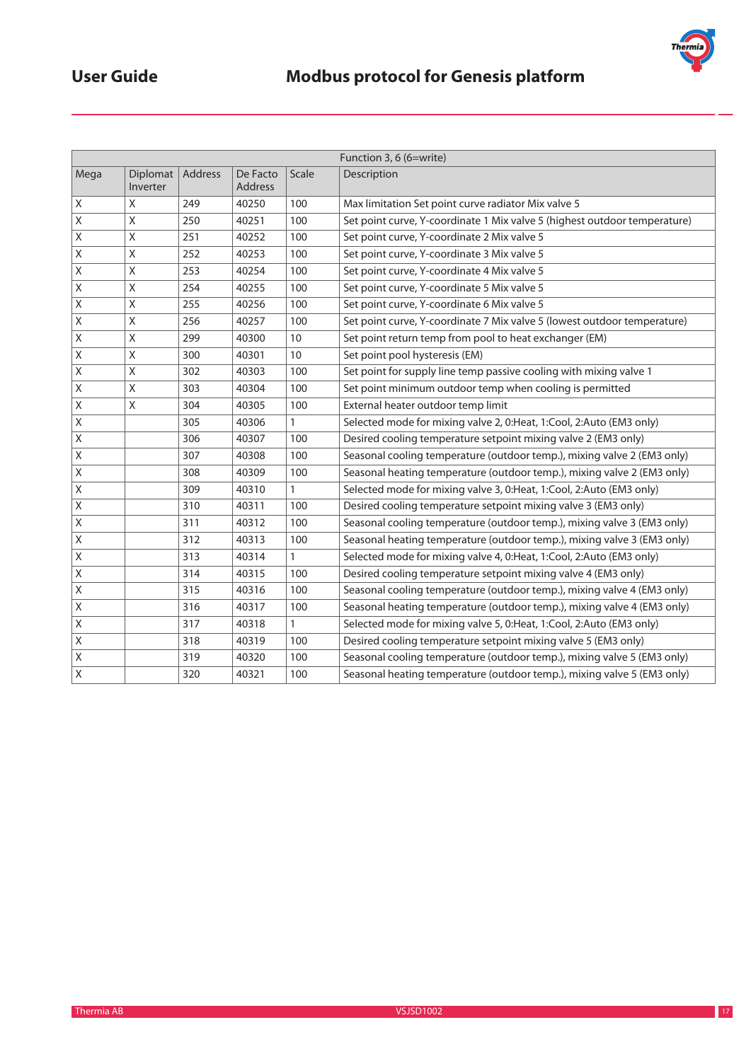| Function 3, 6 (6=write) | | | | | |
|---|---|---|---|---|---|
| Mega | Diplomat Inverter | Address | De Facto Address | Scale | Description |
| X | X | 249 | 40250 | 100 | Max limitation Set point curve radiator Mix valve 5 |
| X | X | 250 | 40251 | 100 | Set point curve, Y-coordinate 1 Mix valve 5 (highest outdoor temperature) |
| X | X | 251 | 40252 | 100 | Set point curve, Y-coordinate 2 Mix valve 5 |
| X | X | 252 | 40253 | 100 | Set point curve, Y-coordinate 3 Mix valve 5 |
| X | X | 253 | 40254 | 100 | Set point curve, Y-coordinate 4 Mix valve 5 |
| X | X | 254 | 40255 | 100 | Set point curve, Y-coordinate 5 Mix valve 5 |
| X | X | 255 | 40256 | 100 | Set point curve, Y-coordinate 6 Mix valve 5 |
| X | X | 256 | 40257 | 100 | Set point curve, Y-coordinate 7 Mix valve 5 (lowest outdoor temperature) |
| X | X | 299 | 40300 | 10 | Set point return temp from pool to heat exchanger (EM) |
| X | X | 300 | 40301 | 10 | Set point pool hysteresis (EM) |
| X | X | 302 | 40303 | 100 | Set point for supply line temp passive cooling with mixing valve 1 |
| X | X | 303 | 40304 | 100 | Set point minimum outdoor temp when cooling is permitted |
| X | X | 304 | 40305 | 100 | External heater outdoor temp limit |
| X | | 305 | 40306 | 1 | Selected mode for mixing valve 2, 0:Heat, 1:Cool, 2:Auto (EM3 only) |
| X | | 306 | 40307 | 100 | Desired cooling temperature setpoint mixing valve 2 (EM3 only) |
| X | | 307 | 40308 | 100 | Seasonal cooling temperature (outdoor temp.), mixing valve 2 (EM3 only) |
| X | | 308 | 40309 | 100 | Seasonal heating temperature (outdoor temp.), mixing valve 2 (EM3 only) |
| X | | 309 | 40310 | 1 | Selected mode for mixing valve 3, 0:Heat, 1:Cool, 2:Auto (EM3 only) |
| X | | 310 | 40311 | 100 | Desired cooling temperature setpoint mixing valve 3 (EM3 only) |
| X | | 311 | 40312 | 100 | Seasonal cooling temperature (outdoor temp.), mixing valve 3 (EM3 only) |
| X | | 312 | 40313 | 100 | Seasonal heating temperature (outdoor temp.), mixing valve 3 (EM3 only) |
| X | | 313 | 40314 | 1 | Selected mode for mixing valve 4, 0:Heat, 1:Cool, 2:Auto (EM3 only) |
| X | | 314 | 40315 | 100 | Desired cooling temperature setpoint mixing valve 4 (EM3 only) |
| X | | 315 | 40316 | 100 | Seasonal cooling temperature (outdoor temp.), mixing valve 4 (EM3 only) |
| X | | 316 | 40317 | 100 | Seasonal heating temperature (outdoor temp.), mixing valve 4 (EM3 only) |
| X | | 317 | 40318 | 1 | Selected mode for mixing valve 5, 0:Heat, 1:Cool, 2:Auto (EM3 only) |
| X | | 318 | 40319 | 100 | Desired cooling temperature setpoint mixing valve 5 (EM3 only) |
| X | | 319 | 40320 | 100 | Seasonal cooling temperature (outdoor temp.), mixing valve 5 (EM3 only) |
| X | | 320 | 40321 | 100 | Seasonal heating temperature (outdoor temp.), mixing valve 5 (EM3 only) |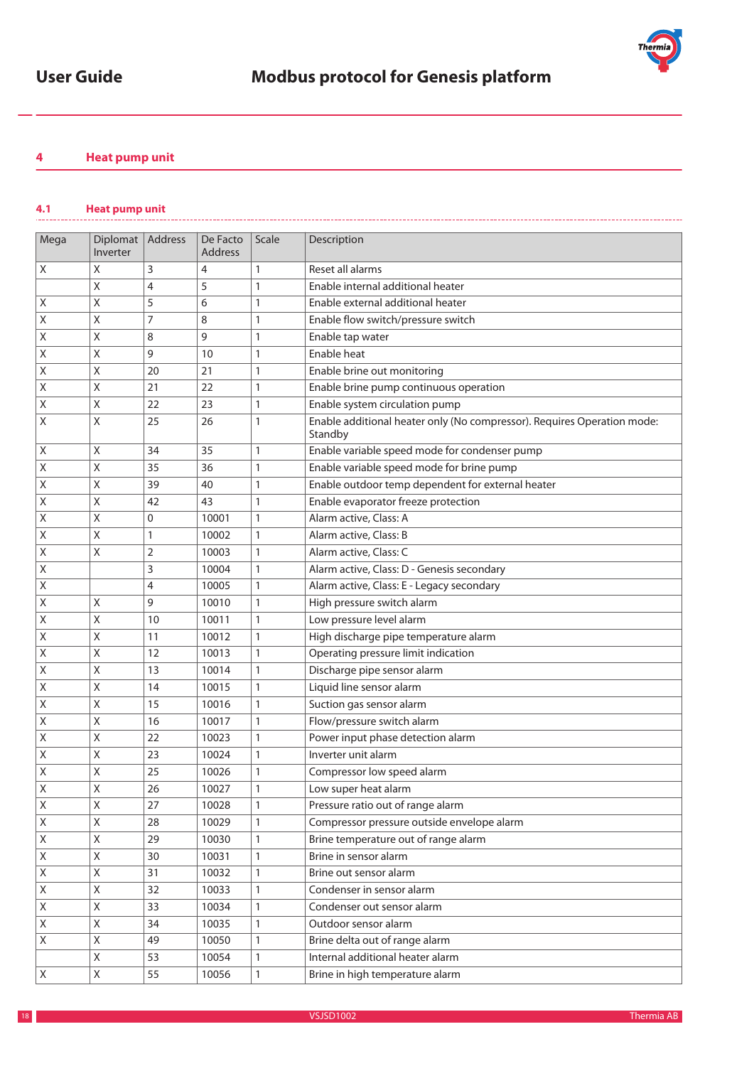## 4 Heat pump unit

### 4.1 Heat pump unit

| Mega | Diplomat Inverter | Address | De Facto Address | Scale | Description |
|---|---|---|---|---|---|
| X | X | 3 | 4 | 1 | Reset all alarms |
| | X | 4 | 5 | 1 | Enable internal additional heater |
| X | X | 5 | 6 | 1 | Enable external additional heater |
| X | X | 7 | 8 | 1 | Enable flow switch/pressure switch |
| X | X | 8 | 9 | 1 | Enable tap water |
| X | X | 9 | 10 | 1 | Enable heat |
| X | X | 20 | 21 | 1 | Enable brine out monitoring |
| X | X | 21 | 22 | 1 | Enable brine pump continuous operation |
| X | X | 22 | 23 | 1 | Enable system circulation pump |
| X | X | 25 | 26 | 1 | Enable additional heater only (No compressor). Requires Operation mode: Standby |
| X | X | 34 | 35 | 1 | Enable variable speed mode for condenser pump |
| X | X | 35 | 36 | 1 | Enable variable speed mode for brine pump |
| X | X | 39 | 40 | 1 | Enable outdoor temp dependent for external heater |
| X | X | 42 | 43 | 1 | Enable evaporator freeze protection |
| X | X | 0 | 10001 | 1 | Alarm active, Class: A |
| X | X | 1 | 10002 | 1 | Alarm active, Class: B |
| X | X | 2 | 10003 | 1 | Alarm active, Class: C |
| X | | 3 | 10004 | 1 | Alarm active, Class: D - Genesis secondary |
| X | | 4 | 10005 | 1 | Alarm active, Class: E - Legacy secondary |
| X | X | 9 | 10010 | 1 | High pressure switch alarm |
| X | X | 10 | 10011 | 1 | Low pressure level alarm |
| X | X | 11 | 10012 | 1 | High discharge pipe temperature alarm |
| X | X | 12 | 10013 | 1 | Operating pressure limit indication |
| X | X | 13 | 10014 | 1 | Discharge pipe sensor alarm |
| X | X | 14 | 10015 | 1 | Liquid line sensor alarm |
| X | X | 15 | 10016 | 1 | Suction gas sensor alarm |
| X | X | 16 | 10017 | 1 | Flow/pressure switch alarm |
| X | X | 22 | 10023 | 1 | Power input phase detection alarm |
| X | X | 23 | 10024 | 1 | Inverter unit alarm |
| X | X | 25 | 10026 | 1 | Compressor low speed alarm |
| X | X | 26 | 10027 | 1 | Low super heat alarm |
| X | X | 27 | 10028 | 1 | Pressure ratio out of range alarm |
| X | X | 28 | 10029 | 1 | Compressor pressure outside envelope alarm |
| X | X | 29 | 10030 | 1 | Brine temperature out of range alarm |
| X | X | 30 | 10031 | 1 | Brine in sensor alarm |
| X | X | 31 | 10032 | 1 | Brine out sensor alarm |
| X | X | 32 | 10033 | 1 | Condenser in sensor alarm |
| X | X | 33 | 10034 | 1 | Condenser out sensor alarm |
| X | X | 34 | 10035 | 1 | Outdoor sensor alarm |
| X | X | 49 | 10050 | 1 | Brine delta out of range alarm |
| | X | 53 | 10054 | 1 | Internal additional heater alarm |
| X | X | 55 | 10056 | 1 | Brine in high temperature alarm |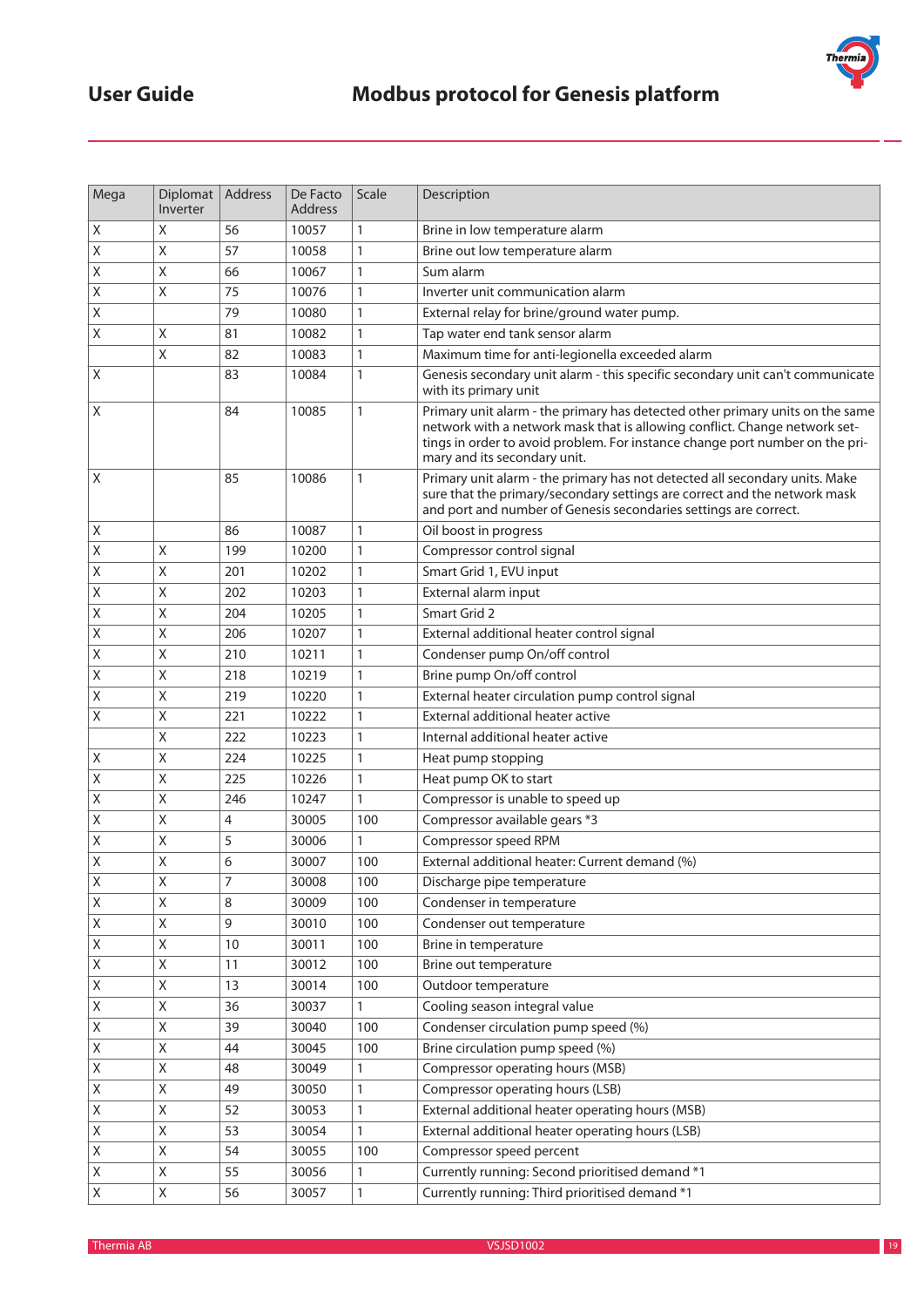| Mega | Diplomat Inverter | Address | De Facto Address | Scale | Description |
|---|---|---|---|---|---|
| X | X | 56 | 10057 | 1 | Brine in low temperature alarm |
| X | X | 57 | 10058 | 1 | Brine out low temperature alarm |
| X | X | 66 | 10067 | 1 | Sum alarm |
| X | X | 75 | 10076 | 1 | Inverter unit communication alarm |
| X | | 79 | 10080 | 1 | External relay for brine/ground water pump. |
| X | X | 81 | 10082 | 1 | Tap water end tank sensor alarm |
| | X | 82 | 10083 | 1 | Maximum time for anti-legionella exceeded alarm |
| X | | 83 | 10084 | 1 | Genesis secondary unit alarm - this specific secondary unit can't communicate with its primary unit |
| X | | 84 | 10085 | 1 | Primary unit alarm - the primary has detected other primary units on the same network with a network mask that is allowing conflict. Change network settings in order to avoid problem. For instance change port number on the primary and its secondary unit. |
| X | | 85 | 10086 | 1 | Primary unit alarm - the primary has not detected all secondary units. Make sure that the primary/secondary settings are correct and the network mask and port and number of Genesis secondaries settings are correct. |
| X | | 86 | 10087 | 1 | Oil boost in progress |
| X | X | 199 | 10200 | 1 | Compressor control signal |
| X | X | 201 | 10202 | 1 | Smart Grid 1, EVU input |
| X | X | 202 | 10203 | 1 | External alarm input |
| X | X | 204 | 10205 | 1 | Smart Grid 2 |
| X | X | 206 | 10207 | 1 | External additional heater control signal |
| X | X | 210 | 10211 | 1 | Condenser pump On/off control |
| X | X | 218 | 10219 | 1 | Brine pump On/off control |
| X | X | 219 | 10220 | 1 | External heater circulation pump control signal |
| X | X | 221 | 10222 | 1 | External additional heater active |
| | X | 222 | 10223 | 1 | Internal additional heater active |
| X | X | 224 | 10225 | 1 | Heat pump stopping |
| X | X | 225 | 10226 | 1 | Heat pump OK to start |
| X | X | 246 | 10247 | 1 | Compressor is unable to speed up |
| X | X | 4 | 30005 | 100 | Compressor available gears *3 |
| X | X | 5 | 30006 | 1 | Compressor speed RPM |
| X | X | 6 | 30007 | 100 | External additional heater: Current demand (%) |
| X | X | 7 | 30008 | 100 | Discharge pipe temperature |
| X | X | 8 | 30009 | 100 | Condenser in temperature |
| X | X | 9 | 30010 | 100 | Condenser out temperature |
| X | X | 10 | 30011 | 100 | Brine in temperature |
| X | X | 11 | 30012 | 100 | Brine out temperature |
| X | X | 13 | 30014 | 100 | Outdoor temperature |
| X | X | 36 | 30037 | 1 | Cooling season integral value |
| X | X | 39 | 30040 | 100 | Condenser circulation pump speed (%) |
| X | X | 44 | 30045 | 100 | Brine circulation pump speed (%) |
| X | X | 48 | 30049 | 1 | Compressor operating hours (MSB) |
| X | X | 49 | 30050 | 1 | Compressor operating hours (LSB) |
| X | X | 52 | 30053 | 1 | External additional heater operating hours (MSB) |
| X | X | 53 | 30054 | 1 | External additional heater operating hours (LSB) |
| X | X | 54 | 30055 | 100 | Compressor speed percent |
| X | X | 55 | 30056 | 1 | Currently running: Second prioritised demand *1 |
| X | X | 56 | 30057 | 1 | Currently running: Third prioritised demand *1 |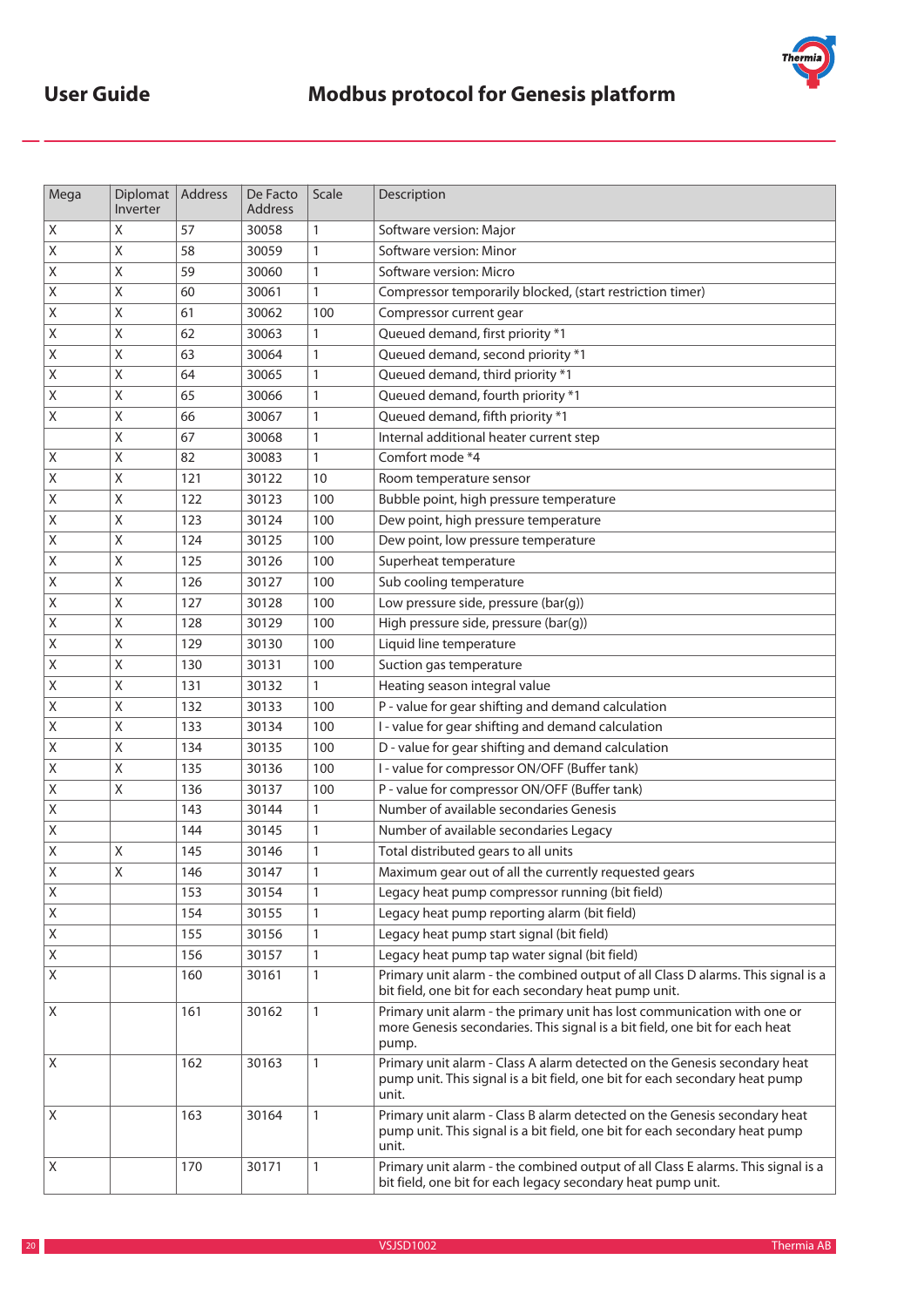| Mega | Diplomat Inverter | Address | De Facto Address | Scale | Description |
|---|---|---|---|---|---|
| X | X | 57 | 30058 | 1 | Software version: Major |
| X | X | 58 | 30059 | 1 | Software version: Minor |
| X | X | 59 | 30060 | 1 | Software version: Micro |
| X | X | 60 | 30061 | 1 | Compressor temporarily blocked, (start restriction timer) |
| X | X | 61 | 30062 | 100 | Compressor current gear |
| X | X | 62 | 30063 | 1 | Queued demand, first priority *1 |
| X | X | 63 | 30064 | 1 | Queued demand, second priority *1 |
| X | X | 64 | 30065 | 1 | Queued demand, third priority *1 |
| X | X | 65 | 30066 | 1 | Queued demand, fourth priority *1 |
| X | X | 66 | 30067 | 1 | Queued demand, fifth priority *1 |
| | X | 67 | 30068 | 1 | Internal additional heater current step |
| X | X | 82 | 30083 | 1 | Comfort mode *4 |
| X | X | 121 | 30122 | 10 | Room temperature sensor |
| X | X | 122 | 30123 | 100 | Bubble point, high pressure temperature |
| X | X | 123 | 30124 | 100 | Dew point, high pressure temperature |
| X | X | 124 | 30125 | 100 | Dew point, low pressure temperature |
| X | X | 125 | 30126 | 100 | Superheat temperature |
| X | X | 126 | 30127 | 100 | Sub cooling temperature |
| X | X | 127 | 30128 | 100 | Low pressure side, pressure (bar(g)) |
| X | X | 128 | 30129 | 100 | High pressure side, pressure (bar(g)) |
| X | X | 129 | 30130 | 100 | Liquid line temperature |
| X | X | 130 | 30131 | 100 | Suction gas temperature |
| X | X | 131 | 30132 | 1 | Heating season integral value |
| X | X | 132 | 30133 | 100 | P - value for gear shifting and demand calculation |
| X | X | 133 | 30134 | 100 | I - value for gear shifting and demand calculation |
| X | X | 134 | 30135 | 100 | D - value for gear shifting and demand calculation |
| X | X | 135 | 30136 | 100 | I - value for compressor ON/OFF (Buffer tank) |
| X | X | 136 | 30137 | 100 | P - value for compressor ON/OFF (Buffer tank) |
| X | | 143 | 30144 | 1 | Number of available secondaries Genesis |
| X | | 144 | 30145 | 1 | Number of available secondaries Legacy |
| X | X | 145 | 30146 | 1 | Total distributed gears to all units |
| X | X | 146 | 30147 | 1 | Maximum gear out of all the currently requested gears |
| X | | 153 | 30154 | 1 | Legacy heat pump compressor running (bit field) |
| X | | 154 | 30155 | 1 | Legacy heat pump reporting alarm (bit field) |
| X | | 155 | 30156 | 1 | Legacy heat pump start signal (bit field) |
| X | | 156 | 30157 | 1 | Legacy heat pump tap water signal (bit field) |
| X | | 160 | 30161 | 1 | Primary unit alarm - the combined output of all Class D alarms. This signal is a bit field, one bit for each secondary heat pump unit. |
| X | | 161 | 30162 | 1 | Primary unit alarm - the primary unit has lost communication with one or more Genesis secondaries. This signal is a bit field, one bit for each heat pump. |
| X | | 162 | 30163 | 1 | Primary unit alarm - Class A alarm detected on the Genesis secondary heat pump unit. This signal is a bit field, one bit for each secondary heat pump unit. |
| X | | 163 | 30164 | 1 | Primary unit alarm - Class B alarm detected on the Genesis secondary heat pump unit. This signal is a bit field, one bit for each secondary heat pump unit. |
| X | | 170 | 30171 | 1 | Primary unit alarm - the combined output of all Class E alarms. This signal is a bit field, one bit for each legacy secondary heat pump unit. |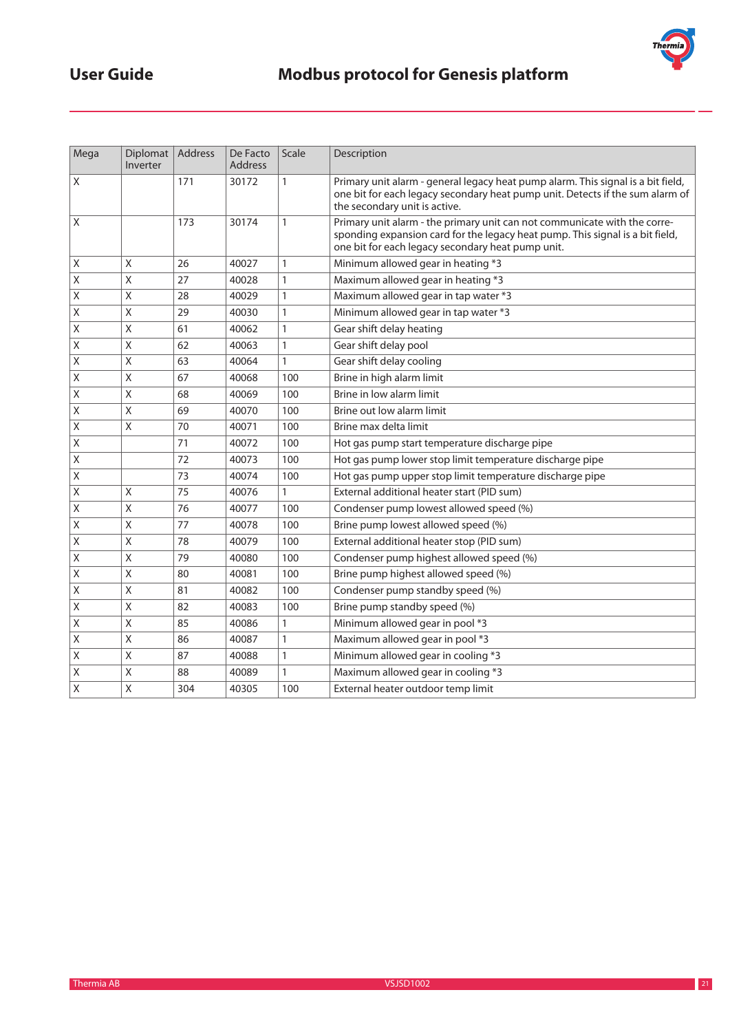| Mega | Diplomat Inverter | Address | De Facto Address | Scale | Description |
|---|---|---|---|---|---|
| X | | 171 | 30172 | 1 | Primary unit alarm - general legacy heat pump alarm. This signal is a bit field, one bit for each legacy secondary heat pump unit. Detects if the sum alarm of the secondary unit is active. |
| X | | 173 | 30174 | 1 | Primary unit alarm - the primary unit can not communicate with the corresponding expansion card for the legacy heat pump. This signal is a bit field, one bit for each legacy secondary heat pump unit. |
| X | X | 26 | 40027 | 1 | Minimum allowed gear in heating *3 |
| X | X | 27 | 40028 | 1 | Maximum allowed gear in heating *3 |
| X | X | 28 | 40029 | 1 | Maximum allowed gear in tap water *3 |
| X | X | 29 | 40030 | 1 | Minimum allowed gear in tap water *3 |
| X | X | 61 | 40062 | 1 | Gear shift delay heating |
| X | X | 62 | 40063 | 1 | Gear shift delay pool |
| X | X | 63 | 40064 | 1 | Gear shift delay cooling |
| X | X | 67 | 40068 | 100 | Brine in high alarm limit |
| X | X | 68 | 40069 | 100 | Brine in low alarm limit |
| X | X | 69 | 40070 | 100 | Brine out low alarm limit |
| X | X | 70 | 40071 | 100 | Brine max delta limit |
| X | | 71 | 40072 | 100 | Hot gas pump start temperature discharge pipe |
| X | | 72 | 40073 | 100 | Hot gas pump lower stop limit temperature discharge pipe |
| X | | 73 | 40074 | 100 | Hot gas pump upper stop limit temperature discharge pipe |
| X | X | 75 | 40076 | 1 | External additional heater start (PID sum) |
| X | X | 76 | 40077 | 100 | Condenser pump lowest allowed speed (%) |
| X | X | 77 | 40078 | 100 | Brine pump lowest allowed speed (%) |
| X | X | 78 | 40079 | 100 | External additional heater stop (PID sum) |
| X | X | 79 | 40080 | 100 | Condenser pump highest allowed speed (%) |
| X | X | 80 | 40081 | 100 | Brine pump highest allowed speed (%) |
| X | X | 81 | 40082 | 100 | Condenser pump standby speed (%) |
| X | X | 82 | 40083 | 100 | Brine pump standby speed (%) |
| X | X | 85 | 40086 | 1 | Minimum allowed gear in pool *3 |
| X | X | 86 | 40087 | 1 | Maximum allowed gear in pool *3 |
| X | X | 87 | 40088 | 1 | Minimum allowed gear in cooling *3 |
| X | X | 88 | 40089 | 1 | Maximum allowed gear in cooling *3 |
| X | X | 304 | 40305 | 100 | External heater outdoor temp limit |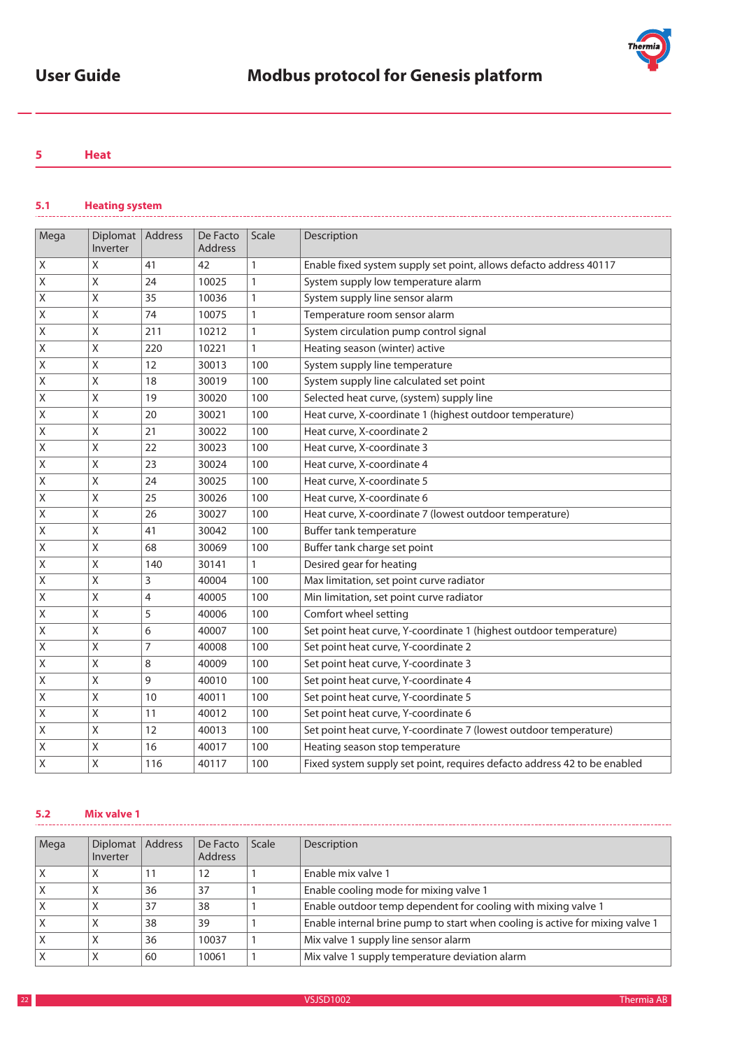## 5 Heat

### 5.1 Heating system

| Mega | Diplomat Inverter | Address | De Facto Address | Scale | Description |
|---|---|---|---|---|---|
| X | X | 41 | 42 | 1 | Enable fixed system supply set point, allows defacto address 40117 |
| X | X | 24 | 10025 | 1 | System supply low temperature alarm |
| X | X | 35 | 10036 | 1 | System supply line sensor alarm |
| X | X | 74 | 10075 | 1 | Temperature room sensor alarm |
| X | X | 211 | 10212 | 1 | System circulation pump control signal |
| X | X | 220 | 10221 | 1 | Heating season (winter) active |
| X | X | 12 | 30013 | 100 | System supply line temperature |
| X | X | 18 | 30019 | 100 | System supply line calculated set point |
| X | X | 19 | 30020 | 100 | Selected heat curve, (system) supply line |
| X | X | 20 | 30021 | 100 | Heat curve, X-coordinate 1 (highest outdoor temperature) |
| X | X | 21 | 30022 | 100 | Heat curve, X-coordinate 2 |
| X | X | 22 | 30023 | 100 | Heat curve, X-coordinate 3 |
| X | X | 23 | 30024 | 100 | Heat curve, X-coordinate 4 |
| X | X | 24 | 30025 | 100 | Heat curve, X-coordinate 5 |
| X | X | 25 | 30026 | 100 | Heat curve, X-coordinate 6 |
| X | X | 26 | 30027 | 100 | Heat curve, X-coordinate 7 (lowest outdoor temperature) |
| X | X | 41 | 30042 | 100 | Buffer tank temperature |
| X | X | 68 | 30069 | 100 | Buffer tank charge set point |
| X | X | 140 | 30141 | 1 | Desired gear for heating |
| X | X | 3 | 40004 | 100 | Max limitation, set point curve radiator |
| X | X | 4 | 40005 | 100 | Min limitation, set point curve radiator |
| X | X | 5 | 40006 | 100 | Comfort wheel setting |
| X | X | 6 | 40007 | 100 | Set point heat curve, Y-coordinate 1 (highest outdoor temperature) |
| X | X | 7 | 40008 | 100 | Set point heat curve, Y-coordinate 2 |
| X | X | 8 | 40009 | 100 | Set point heat curve, Y-coordinate 3 |
| X | X | 9 | 40010 | 100 | Set point heat curve, Y-coordinate 4 |
| X | X | 10 | 40011 | 100 | Set point heat curve, Y-coordinate 5 |
| X | X | 11 | 40012 | 100 | Set point heat curve, Y-coordinate 6 |
| X | X | 12 | 40013 | 100 | Set point heat curve, Y-coordinate 7 (lowest outdoor temperature) |
| X | X | 16 | 40017 | 100 | Heating season stop temperature |
| X | X | 116 | 40117 | 100 | Fixed system supply set point, requires defacto address 42 to be enabled |

### 5.2 Mix valve 1

| Mega | Diplomat Inverter | Address | De Facto Address | Scale | Description |
|---|---|---|---|---|---|
| X | X | 11 | 12 | 1 | Enable mix valve 1 |
| X | X | 36 | 37 | 1 | Enable cooling mode for mixing valve 1 |
| X | X | 37 | 38 | 1 | Enable outdoor temp dependent for cooling with mixing valve 1 |
| X | X | 38 | 39 | 1 | Enable internal brine pump to start when cooling is active for mixing valve 1 |
| X | X | 36 | 10037 | 1 | Mix valve 1 supply line sensor alarm |
| X | X | 60 | 10061 | 1 | Mix valve 1 supply temperature deviation alarm |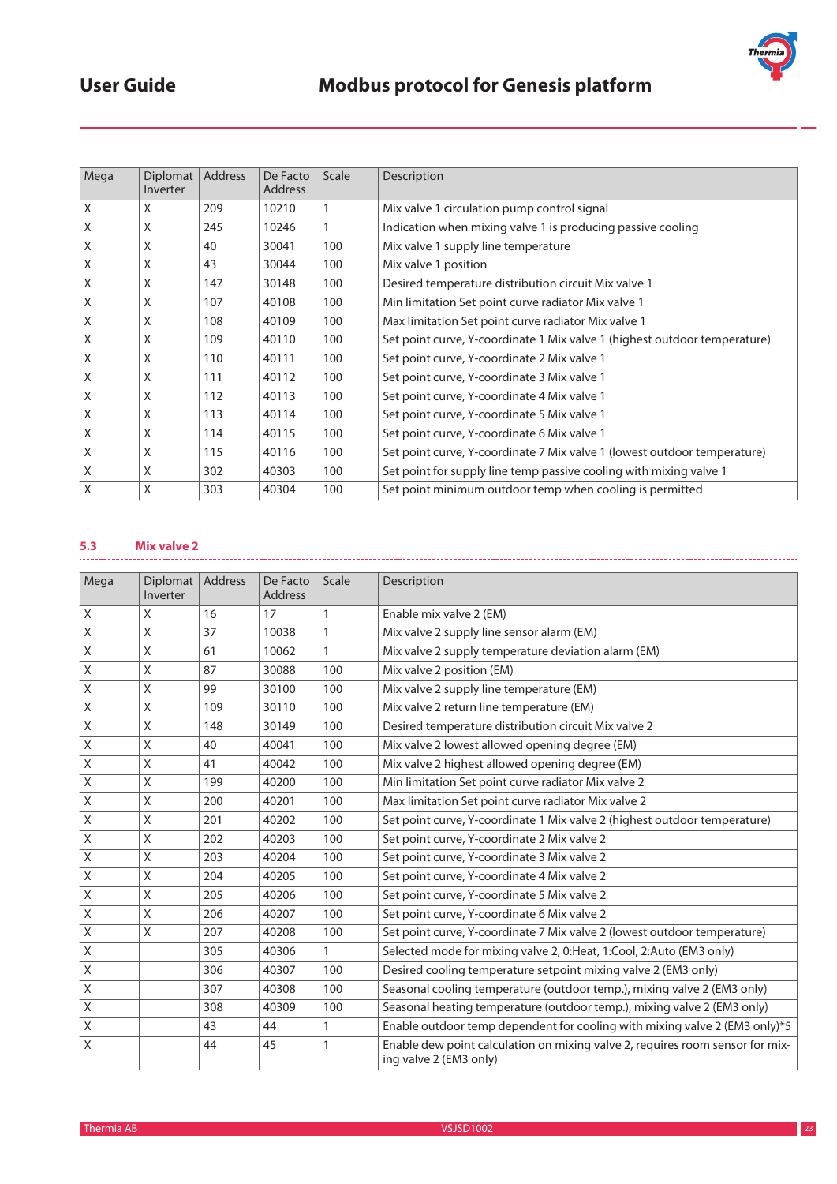| Mega | Diplomat Inverter | Address | De Facto Address | Scale | Description |
|---|---|---|---|---|---|
| X | X | 209 | 10210 | 1 | Mix valve 1 circulation pump control signal |
| X | X | 245 | 10246 | 1 | Indication when mixing valve 1 is producing passive cooling |
| X | X | 40 | 30041 | 100 | Mix valve 1 supply line temperature |
| X | X | 43 | 30044 | 100 | Mix valve 1 position |
| X | X | 147 | 30148 | 100 | Desired temperature distribution circuit Mix valve 1 |
| X | X | 107 | 40108 | 100 | Min limitation Set point curve radiator Mix valve 1 |
| X | X | 108 | 40109 | 100 | Max limitation Set point curve radiator Mix valve 1 |
| X | X | 109 | 40110 | 100 | Set point curve, Y-coordinate 1 Mix valve 1 (highest outdoor temperature) |
| X | X | 110 | 40111 | 100 | Set point curve, Y-coordinate 2 Mix valve 1 |
| X | X | 111 | 40112 | 100 | Set point curve, Y-coordinate 3 Mix valve 1 |
| X | X | 112 | 40113 | 100 | Set point curve, Y-coordinate 4 Mix valve 1 |
| X | X | 113 | 40114 | 100 | Set point curve, Y-coordinate 5 Mix valve 1 |
| X | X | 114 | 40115 | 100 | Set point curve, Y-coordinate 6 Mix valve 1 |
| X | X | 115 | 40116 | 100 | Set point curve, Y-coordinate 7 Mix valve 1 (lowest outdoor temperature) |
| X | X | 302 | 40303 | 100 | Set point for supply line temp passive cooling with mixing valve 1 |
| X | X | 303 | 40304 | 100 | Set point minimum outdoor temp when cooling is permitted |

## 5.3 Mix valve 2

| Mega | Diplomat Inverter | Address | De Facto Address | Scale | Description |
|---|---|---|---|---|---|
| X | X | 16 | 17 | 1 | Enable mix valve 2 (EM) |
| X | X | 37 | 10038 | 1 | Mix valve 2 supply line sensor alarm (EM) |
| X | X | 61 | 10062 | 1 | Mix valve 2 supply temperature deviation alarm (EM) |
| X | X | 87 | 30088 | 100 | Mix valve 2 position (EM) |
| X | X | 99 | 30100 | 100 | Mix valve 2 supply line temperature (EM) |
| X | X | 109 | 30110 | 100 | Mix valve 2 return line temperature (EM) |
| X | X | 148 | 30149 | 100 | Desired temperature distribution circuit Mix valve 2 |
| X | X | 40 | 40041 | 100 | Mix valve 2 lowest allowed opening degree (EM) |
| X | X | 41 | 40042 | 100 | Mix valve 2 highest allowed opening degree (EM) |
| X | X | 199 | 40200 | 100 | Min limitation Set point curve radiator Mix valve 2 |
| X | X | 200 | 40201 | 100 | Max limitation Set point curve radiator Mix valve 2 |
| X | X | 201 | 40202 | 100 | Set point curve, Y-coordinate 1 Mix valve 2 (highest outdoor temperature) |
| X | X | 202 | 40203 | 100 | Set point curve, Y-coordinate 2 Mix valve 2 |
| X | X | 203 | 40204 | 100 | Set point curve, Y-coordinate 3 Mix valve 2 |
| X | X | 204 | 40205 | 100 | Set point curve, Y-coordinate 4 Mix valve 2 |
| X | X | 205 | 40206 | 100 | Set point curve, Y-coordinate 5 Mix valve 2 |
| X | X | 206 | 40207 | 100 | Set point curve, Y-coordinate 6 Mix valve 2 |
| X | X | 207 | 40208 | 100 | Set point curve, Y-coordinate 7 Mix valve 2 (lowest outdoor temperature) |
| X | | 305 | 40306 | 1 | Selected mode for mixing valve 2, 0:Heat, 1:Cool, 2:Auto (EM3 only) |
| X | | 306 | 40307 | 100 | Desired cooling temperature setpoint mixing valve 2 (EM3 only) |
| X | | 307 | 40308 | 100 | Seasonal cooling temperature (outdoor temp.), mixing valve 2 (EM3 only) |
| X | | 308 | 40309 | 100 | Seasonal heating temperature (outdoor temp.), mixing valve 2 (EM3 only) |
| X | | 43 | 44 | 1 | Enable outdoor temp dependent for cooling with mixing valve 2 (EM3 only)*5 |
| X | | 44 | 45 | 1 | Enable dew point calculation on mixing valve 2, requires room sensor for mixing valve 2 (EM3 only) |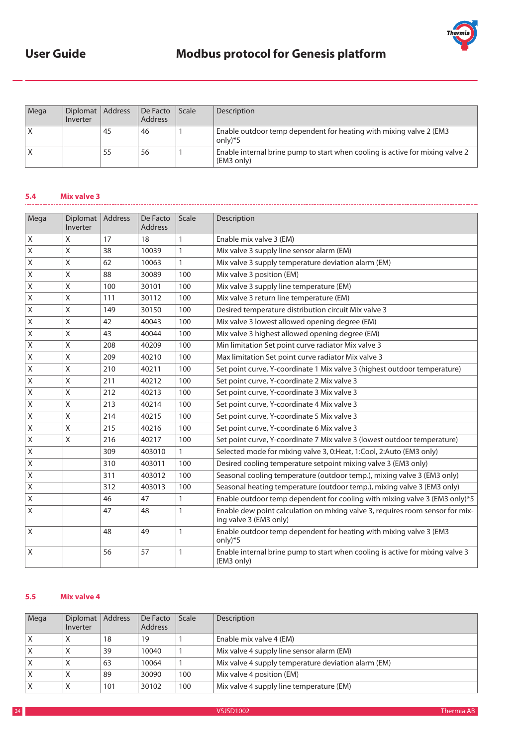| Mega | Diplomat Inverter | Address | De Facto Address | Scale | Description |
|---|---|---|---|---|---|
| X | | 45 | 46 | 1 | Enable outdoor temp dependent for heating with mixing valve 2 (EM3 only)*5 |
| X | | 55 | 56 | 1 | Enable internal brine pump to start when cooling is active for mixing valve 2 (EM3 only) |

## 5.4 Mix valve 3

| Mega | Diplomat Inverter | Address | De Facto Address | Scale | Description |
|---|---|---|---|---|---|
| X | X | 17 | 18 | 1 | Enable mix valve 3 (EM) |
| X | X | 38 | 10039 | 1 | Mix valve 3 supply line sensor alarm (EM) |
| X | X | 62 | 10063 | 1 | Mix valve 3 supply temperature deviation alarm (EM) |
| X | X | 88 | 30089 | 100 | Mix valve 3 position (EM) |
| X | X | 100 | 30101 | 100 | Mix valve 3 supply line temperature (EM) |
| X | X | 111 | 30112 | 100 | Mix valve 3 return line temperature (EM) |
| X | X | 149 | 30150 | 100 | Desired temperature distribution circuit Mix valve 3 |
| X | X | 42 | 40043 | 100 | Mix valve 3 lowest allowed opening degree (EM) |
| X | X | 43 | 40044 | 100 | Mix valve 3 highest allowed opening degree (EM) |
| X | X | 208 | 40209 | 100 | Min limitation Set point curve radiator Mix valve 3 |
| X | X | 209 | 40210 | 100 | Max limitation Set point curve radiator Mix valve 3 |
| X | X | 210 | 40211 | 100 | Set point curve, Y-coordinate 1 Mix valve 3 (highest outdoor temperature) |
| X | X | 211 | 40212 | 100 | Set point curve, Y-coordinate 2 Mix valve 3 |
| X | X | 212 | 40213 | 100 | Set point curve, Y-coordinate 3 Mix valve 3 |
| X | X | 213 | 40214 | 100 | Set point curve, Y-coordinate 4 Mix valve 3 |
| X | X | 214 | 40215 | 100 | Set point curve, Y-coordinate 5 Mix valve 3 |
| X | X | 215 | 40216 | 100 | Set point curve, Y-coordinate 6 Mix valve 3 |
| X | X | 216 | 40217 | 100 | Set point curve, Y-coordinate 7 Mix valve 3 (lowest outdoor temperature) |
| X | | 309 | 403010 | 1 | Selected mode for mixing valve 3, 0:Heat, 1:Cool, 2:Auto (EM3 only) |
| X | | 310 | 403011 | 100 | Desired cooling temperature setpoint mixing valve 3 (EM3 only) |
| X | | 311 | 403012 | 100 | Seasonal cooling temperature (outdoor temp.), mixing valve 3 (EM3 only) |
| X | | 312 | 403013 | 100 | Seasonal heating temperature (outdoor temp.), mixing valve 3 (EM3 only) |
| X | | 46 | 47 | 1 | Enable outdoor temp dependent for cooling with mixing valve 3 (EM3 only)*5 |
| X | | 47 | 48 | 1 | Enable dew point calculation on mixing valve 3, requires room sensor for mixing valve 3 (EM3 only) |
| X | | 48 | 49 | 1 | Enable outdoor temp dependent for heating with mixing valve 3 (EM3 only)*5 |
| X | | 56 | 57 | 1 | Enable internal brine pump to start when cooling is active for mixing valve 3 (EM3 only) |

## 5.5 Mix valve 4

| Mega | Diplomat Inverter | Address | De Facto Address | Scale | Description |
|---|---|---|---|---|---|
| X | X | 18 | 19 | 1 | Enable mix valve 4 (EM) |
| X | X | 39 | 10040 | 1 | Mix valve 4 supply line sensor alarm (EM) |
| X | X | 63 | 10064 | 1 | Mix valve 4 supply temperature deviation alarm (EM) |
| X | X | 89 | 30090 | 100 | Mix valve 4 position (EM) |
| X | X | 101 | 30102 | 100 | Mix valve 4 supply line temperature (EM) |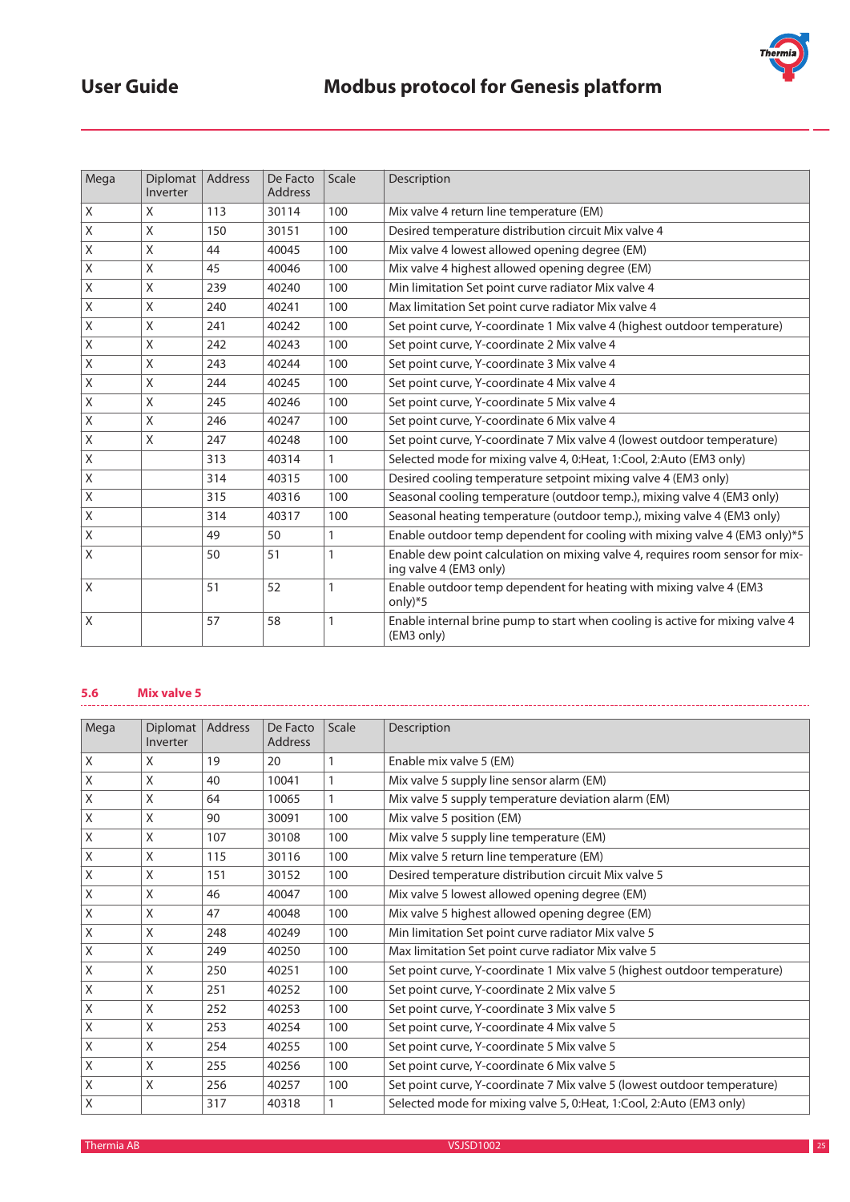| Mega | Diplomat Inverter | Address | De Facto Address | Scale | Description |
|---|---|---|---|---|---|
| X | X | 113 | 30114 | 100 | Mix valve 4 return line temperature (EM) |
| X | X | 150 | 30151 | 100 | Desired temperature distribution circuit Mix valve 4 |
| X | X | 44 | 40045 | 100 | Mix valve 4 lowest allowed opening degree (EM) |
| X | X | 45 | 40046 | 100 | Mix valve 4 highest allowed opening degree (EM) |
| X | X | 239 | 40240 | 100 | Min limitation Set point curve radiator Mix valve 4 |
| X | X | 240 | 40241 | 100 | Max limitation Set point curve radiator Mix valve 4 |
| X | X | 241 | 40242 | 100 | Set point curve, Y-coordinate 1 Mix valve 4 (highest outdoor temperature) |
| X | X | 242 | 40243 | 100 | Set point curve, Y-coordinate 2 Mix valve 4 |
| X | X | 243 | 40244 | 100 | Set point curve, Y-coordinate 3 Mix valve 4 |
| X | X | 244 | 40245 | 100 | Set point curve, Y-coordinate 4 Mix valve 4 |
| X | X | 245 | 40246 | 100 | Set point curve, Y-coordinate 5 Mix valve 4 |
| X | X | 246 | 40247 | 100 | Set point curve, Y-coordinate 6 Mix valve 4 |
| X | X | 247 | 40248 | 100 | Set point curve, Y-coordinate 7 Mix valve 4 (lowest outdoor temperature) |
| X | | 313 | 40314 | 1 | Selected mode for mixing valve 4, 0:Heat, 1:Cool, 2:Auto (EM3 only) |
| X | | 314 | 40315 | 100 | Desired cooling temperature setpoint mixing valve 4 (EM3 only) |
| X | | 315 | 40316 | 100 | Seasonal cooling temperature (outdoor temp.), mixing valve 4 (EM3 only) |
| X | | 314 | 40317 | 100 | Seasonal heating temperature (outdoor temp.), mixing valve 4 (EM3 only) |
| X | | 49 | 50 | 1 | Enable outdoor temp dependent for cooling with mixing valve 4 (EM3 only)*5 |
| X | | 50 | 51 | 1 | Enable dew point calculation on mixing valve 4, requires room sensor for mixing valve 4 (EM3 only) |
| X | | 51 | 52 | 1 | Enable outdoor temp dependent for heating with mixing valve 4 (EM3 only)*5 |
| X | | 57 | 58 | 1 | Enable internal brine pump to start when cooling is active for mixing valve 4 (EM3 only) |

## 5.6 Mix valve 5

| Mega | Diplomat Inverter | Address | De Facto Address | Scale | Description |
|---|---|---|---|---|---|
| X | X | 19 | 20 | 1 | Enable mix valve 5 (EM) |
| X | X | 40 | 10041 | 1 | Mix valve 5 supply line sensor alarm (EM) |
| X | X | 64 | 10065 | 1 | Mix valve 5 supply temperature deviation alarm (EM) |
| X | X | 90 | 30091 | 100 | Mix valve 5 position (EM) |
| X | X | 107 | 30108 | 100 | Mix valve 5 supply line temperature (EM) |
| X | X | 115 | 30116 | 100 | Mix valve 5 return line temperature (EM) |
| X | X | 151 | 30152 | 100 | Desired temperature distribution circuit Mix valve 5 |
| X | X | 46 | 40047 | 100 | Mix valve 5 lowest allowed opening degree (EM) |
| X | X | 47 | 40048 | 100 | Mix valve 5 highest allowed opening degree (EM) |
| X | X | 248 | 40249 | 100 | Min limitation Set point curve radiator Mix valve 5 |
| X | X | 249 | 40250 | 100 | Max limitation Set point curve radiator Mix valve 5 |
| X | X | 250 | 40251 | 100 | Set point curve, Y-coordinate 1 Mix valve 5 (highest outdoor temperature) |
| X | X | 251 | 40252 | 100 | Set point curve, Y-coordinate 2 Mix valve 5 |
| X | X | 252 | 40253 | 100 | Set point curve, Y-coordinate 3 Mix valve 5 |
| X | X | 253 | 40254 | 100 | Set point curve, Y-coordinate 4 Mix valve 5 |
| X | X | 254 | 40255 | 100 | Set point curve, Y-coordinate 5 Mix valve 5 |
| X | X | 255 | 40256 | 100 | Set point curve, Y-coordinate 6 Mix valve 5 |
| X | X | 256 | 40257 | 100 | Set point curve, Y-coordinate 7 Mix valve 5 (lowest outdoor temperature) |
| X | | 317 | 40318 | 1 | Selected mode for mixing valve 5, 0:Heat, 1:Cool, 2:Auto (EM3 only) |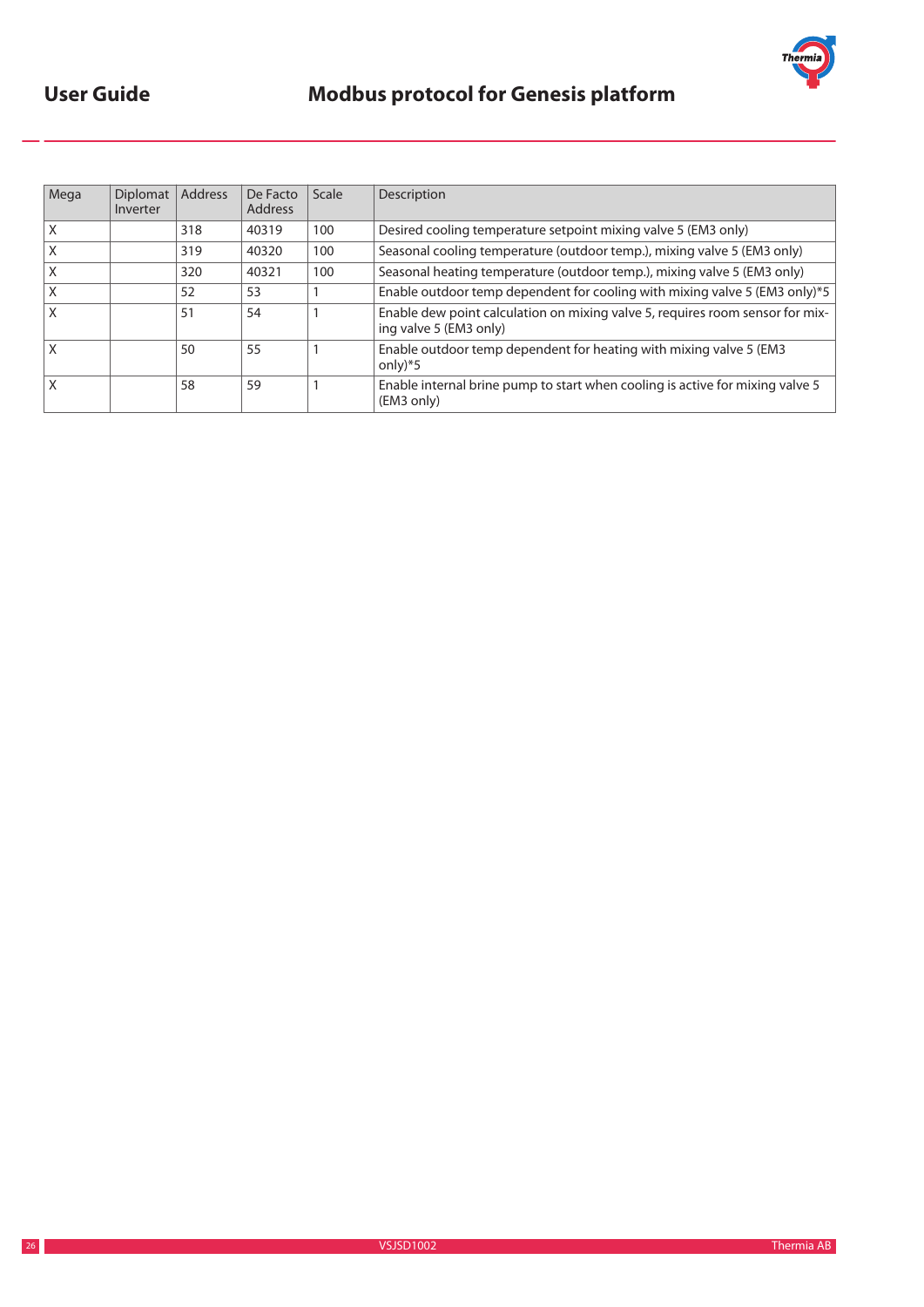| Mega | Diplomat Inverter | Address | De Facto Address | Scale | Description |
|---|---|---|---|---|---|
| X | | 318 | 40319 | 100 | Desired cooling temperature setpoint mixing valve 5 (EM3 only) |
| X | | 319 | 40320 | 100 | Seasonal cooling temperature (outdoor temp.), mixing valve 5 (EM3 only) |
| X | | 320 | 40321 | 100 | Seasonal heating temperature (outdoor temp.), mixing valve 5 (EM3 only) |
| X | | 52 | 53 | 1 | Enable outdoor temp dependent for cooling with mixing valve 5 (EM3 only)*5 |
| X | | 51 | 54 | 1 | Enable dew point calculation on mixing valve 5, requires room sensor for mixing valve 5 (EM3 only) |
| X | | 50 | 55 | 1 | Enable outdoor temp dependent for heating with mixing valve 5 (EM3 only)*5 |
| X | | 58 | 59 | 1 | Enable internal brine pump to start when cooling is active for mixing valve 5 (EM3 only) |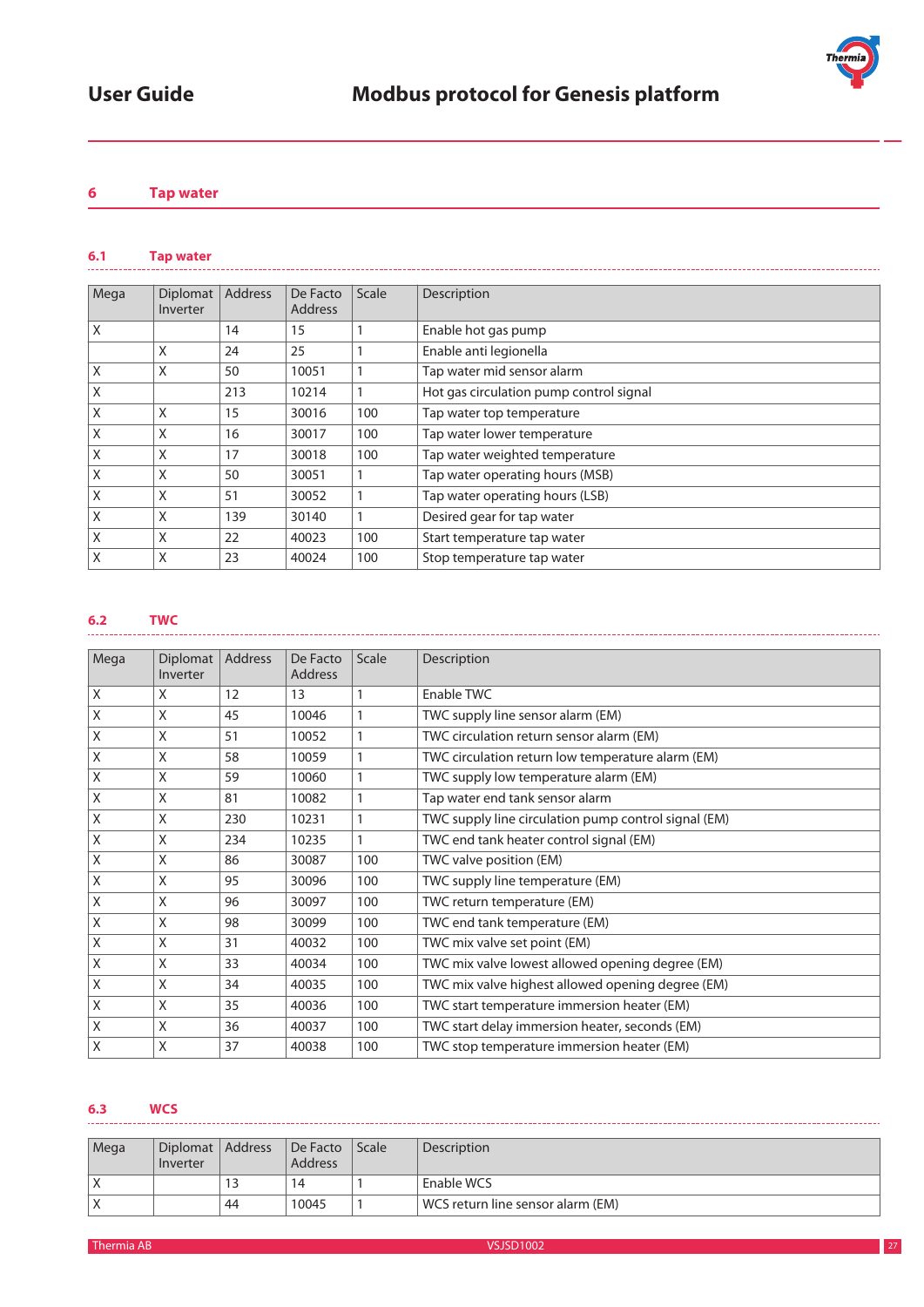# 6 Tap water

## 6.1 Tap water

| Mega | Diplomat Inverter | Address | De Facto Address | Scale | Description |
|---|---|---|---|---|---|
| X | | 14 | 15 | 1 | Enable hot gas pump |
| | X | 24 | 25 | 1 | Enable anti legionella |
| X | X | 50 | 10051 | 1 | Tap water mid sensor alarm |
| X | | 213 | 10214 | 1 | Hot gas circulation pump control signal |
| X | X | 15 | 30016 | 100 | Tap water top temperature |
| X | X | 16 | 30017 | 100 | Tap water lower temperature |
| X | X | 17 | 30018 | 100 | Tap water weighted temperature |
| X | X | 50 | 30051 | 1 | Tap water operating hours (MSB) |
| X | X | 51 | 30052 | 1 | Tap water operating hours (LSB) |
| X | X | 139 | 30140 | 1 | Desired gear for tap water |
| X | X | 22 | 40023 | 100 | Start temperature tap water |
| X | X | 23 | 40024 | 100 | Stop temperature tap water |

## 6.2 TWC

| Mega | Diplomat Inverter | Address | De Facto Address | Scale | Description |
|---|---|---|---|---|---|
| X | X | 12 | 13 | 1 | Enable TWC |
| X | X | 45 | 10046 | 1 | TWC supply line sensor alarm (EM) |
| X | X | 51 | 10052 | 1 | TWC circulation return sensor alarm (EM) |
| X | X | 58 | 10059 | 1 | TWC circulation return low temperature alarm (EM) |
| X | X | 59 | 10060 | 1 | TWC supply low temperature alarm (EM) |
| X | X | 81 | 10082 | 1 | Tap water end tank sensor alarm |
| X | X | 230 | 10231 | 1 | TWC supply line circulation pump control signal (EM) |
| X | X | 234 | 10235 | 1 | TWC end tank heater control signal (EM) |
| X | X | 86 | 30087 | 100 | TWC valve position (EM) |
| X | X | 95 | 30096 | 100 | TWC supply line temperature (EM) |
| X | X | 96 | 30097 | 100 | TWC return temperature (EM) |
| X | X | 98 | 30099 | 100 | TWC end tank temperature (EM) |
| X | X | 31 | 40032 | 100 | TWC mix valve set point (EM) |
| X | X | 33 | 40034 | 100 | TWC mix valve lowest allowed opening degree (EM) |
| X | X | 34 | 40035 | 100 | TWC mix valve highest allowed opening degree (EM) |
| X | X | 35 | 40036 | 100 | TWC start temperature immersion heater (EM) |
| X | X | 36 | 40037 | 100 | TWC start delay immersion heater, seconds (EM) |
| X | X | 37 | 40038 | 100 | TWC stop temperature immersion heater (EM) |

## 6.3 WCS

| Mega | Diplomat Inverter | Address | De Facto Address | Scale | Description |
|---|---|---|---|---|---|
| X | | 13 | 14 | 1 | Enable WCS |
| X | | 44 | 10045 | 1 | WCS return line sensor alarm (EM) |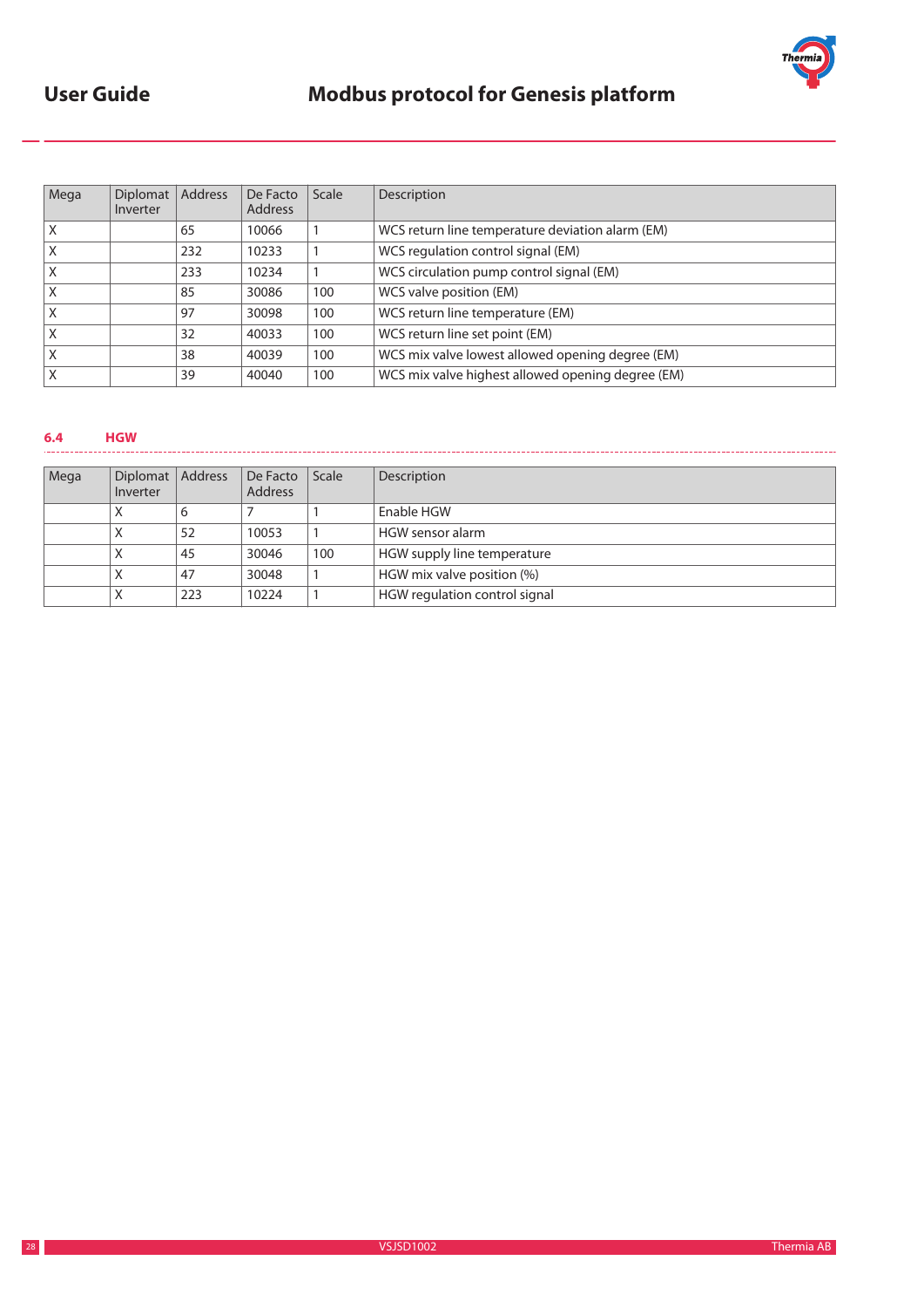| Mega | Diplomat Inverter | Address | De Facto Address | Scale | Description |
|---|---|---|---|---|---|
| X | | 65 | 10066 | 1 | WCS return line temperature deviation alarm (EM) |
| X | | 232 | 10233 | 1 | WCS regulation control signal (EM) |
| X | | 233 | 10234 | 1 | WCS circulation pump control signal (EM) |
| X | | 85 | 30086 | 100 | WCS valve position (EM) |
| X | | 97 | 30098 | 100 | WCS return line temperature (EM) |
| X | | 32 | 40033 | 100 | WCS return line set point (EM) |
| X | | 38 | 40039 | 100 | WCS mix valve lowest allowed opening degree (EM) |
| X | | 39 | 40040 | 100 | WCS mix valve highest allowed opening degree (EM) |

### 6.4 HGW

| Mega | Diplomat Inverter | Address | De Facto Address | Scale | Description |
|---|---|---|---|---|---|
| | X | 6 | 7 | 1 | Enable HGW |
| | X | 52 | 10053 | 1 | HGW sensor alarm |
| | X | 45 | 30046 | 100 | HGW supply line temperature |
| | X | 47 | 30048 | 1 | HGW mix valve position (%) |
| | X | 223 | 10224 | 1 | HGW regulation control signal |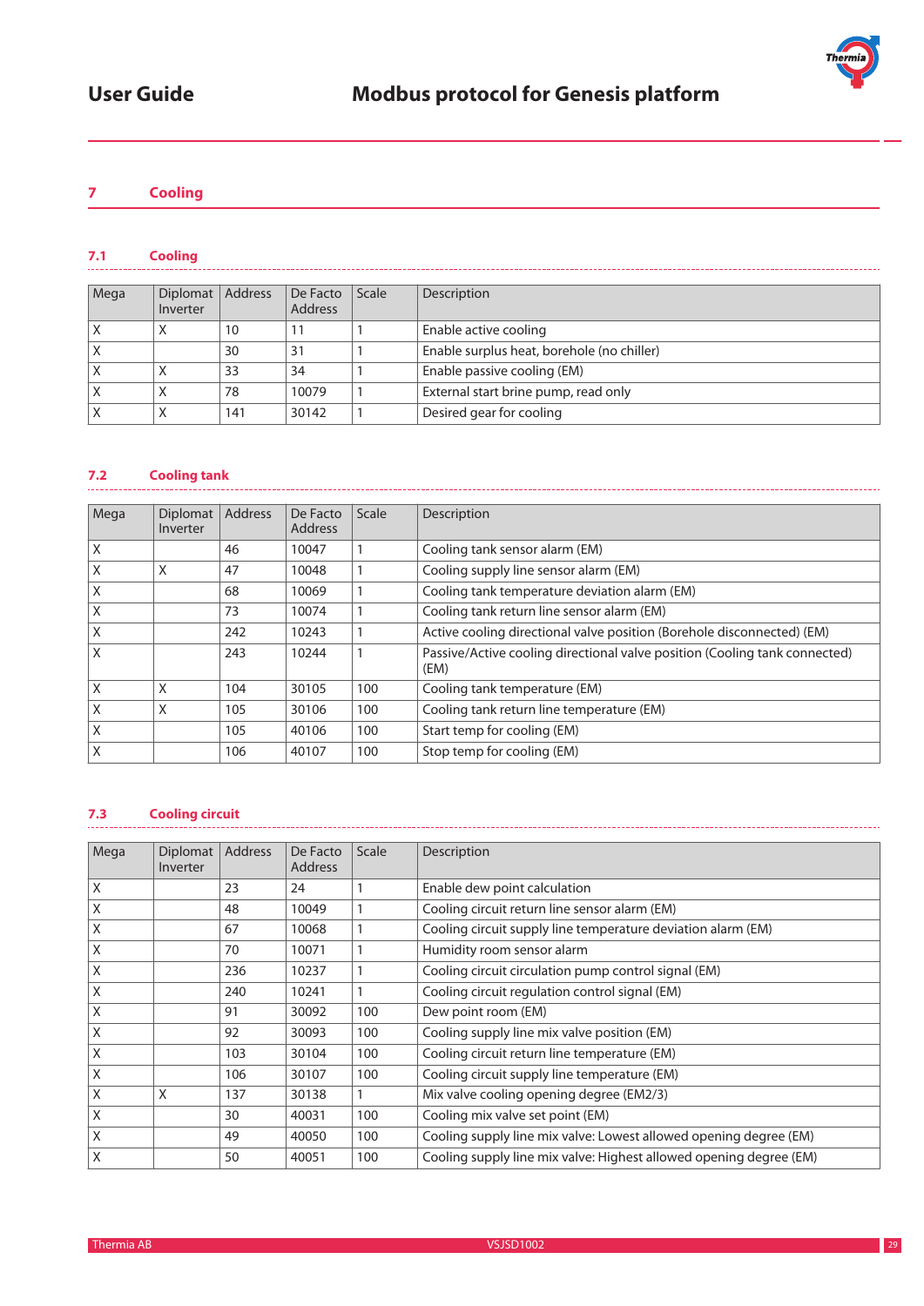# 7 Cooling

## 7.1 Cooling

| Mega | Diplomat Inverter | Address | De Facto Address | Scale | Description |
|---|---|---|---|---|---|
| X | X | 10 | 11 | 1 | Enable active cooling |
| X | | 30 | 31 | 1 | Enable surplus heat, borehole (no chiller) |
| X | X | 33 | 34 | 1 | Enable passive cooling (EM) |
| X | X | 78 | 10079 | 1 | External start brine pump, read only |
| X | X | 141 | 30142 | 1 | Desired gear for cooling |

## 7.2 Cooling tank

| Mega | Diplomat Inverter | Address | De Facto Address | Scale | Description |
|---|---|---|---|---|---|
| X | | 46 | 10047 | 1 | Cooling tank sensor alarm (EM) |
| X | X | 47 | 10048 | 1 | Cooling supply line sensor alarm (EM) |
| X | | 68 | 10069 | 1 | Cooling tank temperature deviation alarm (EM) |
| X | | 73 | 10074 | 1 | Cooling tank return line sensor alarm (EM) |
| X | | 242 | 10243 | 1 | Active cooling directional valve position (Borehole disconnected) (EM) |
| X | | 243 | 10244 | 1 | Passive/Active cooling directional valve position (Cooling tank connected) (EM) |
| X | X | 104 | 30105 | 100 | Cooling tank temperature (EM) |
| X | X | 105 | 30106 | 100 | Cooling tank return line temperature (EM) |
| X | | 105 | 40106 | 100 | Start temp for cooling (EM) |
| X | | 106 | 40107 | 100 | Stop temp for cooling (EM) |

## 7.3 Cooling circuit

| Mega | Diplomat Inverter | Address | De Facto Address | Scale | Description |
|---|---|---|---|---|---|
| X | | 23 | 24 | 1 | Enable dew point calculation |
| X | | 48 | 10049 | 1 | Cooling circuit return line sensor alarm (EM) |
| X | | 67 | 10068 | 1 | Cooling circuit supply line temperature deviation alarm (EM) |
| X | | 70 | 10071 | 1 | Humidity room sensor alarm |
| X | | 236 | 10237 | 1 | Cooling circuit circulation pump control signal (EM) |
| X | | 240 | 10241 | 1 | Cooling circuit regulation control signal (EM) |
| X | | 91 | 30092 | 100 | Dew point room (EM) |
| X | | 92 | 30093 | 100 | Cooling supply line mix valve position (EM) |
| X | | 103 | 30104 | 100 | Cooling circuit return line temperature (EM) |
| X | | 106 | 30107 | 100 | Cooling circuit supply line temperature (EM) |
| X | X | 137 | 30138 | 1 | Mix valve cooling opening degree (EM2/3) |
| X | | 30 | 40031 | 100 | Cooling mix valve set point (EM) |
| X | | 49 | 40050 | 100 | Cooling supply line mix valve: Lowest allowed opening degree (EM) |
| X | | 50 | 40051 | 100 | Cooling supply line mix valve: Highest allowed opening degree (EM) |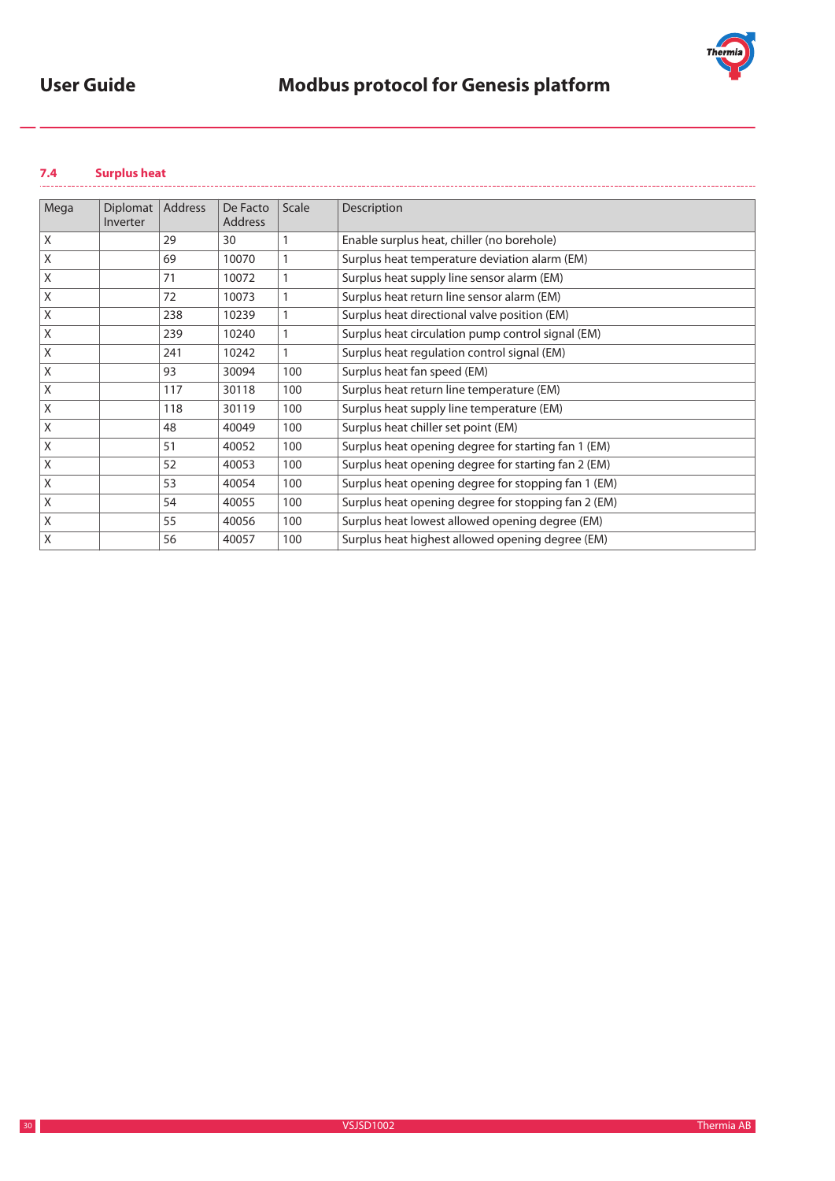## 7.4 Surplus heat

| Mega | Diplomat Inverter | Address | De Facto Address | Scale | Description |
|---|---|---|---|---|---|
| X | | 29 | 30 | 1 | Enable surplus heat, chiller (no borehole) |
| X | | 69 | 10070 | 1 | Surplus heat temperature deviation alarm (EM) |
| X | | 71 | 10072 | 1 | Surplus heat supply line sensor alarm (EM) |
| X | | 72 | 10073 | 1 | Surplus heat return line sensor alarm (EM) |
| X | | 238 | 10239 | 1 | Surplus heat directional valve position (EM) |
| X | | 239 | 10240 | 1 | Surplus heat circulation pump control signal (EM) |
| X | | 241 | 10242 | 1 | Surplus heat regulation control signal (EM) |
| X | | 93 | 30094 | 100 | Surplus heat fan speed (EM) |
| X | | 117 | 30118 | 100 | Surplus heat return line temperature (EM) |
| X | | 118 | 30119 | 100 | Surplus heat supply line temperature (EM) |
| X | | 48 | 40049 | 100 | Surplus heat chiller set point (EM) |
| X | | 51 | 40052 | 100 | Surplus heat opening degree for starting fan 1 (EM) |
| X | | 52 | 40053 | 100 | Surplus heat opening degree for starting fan 2 (EM) |
| X | | 53 | 40054 | 100 | Surplus heat opening degree for stopping fan 1 (EM) |
| X | | 54 | 40055 | 100 | Surplus heat opening degree for stopping fan 2 (EM) |
| X | | 55 | 40056 | 100 | Surplus heat lowest allowed opening degree (EM) |
| X | | 56 | 40057 | 100 | Surplus heat highest allowed opening degree (EM) |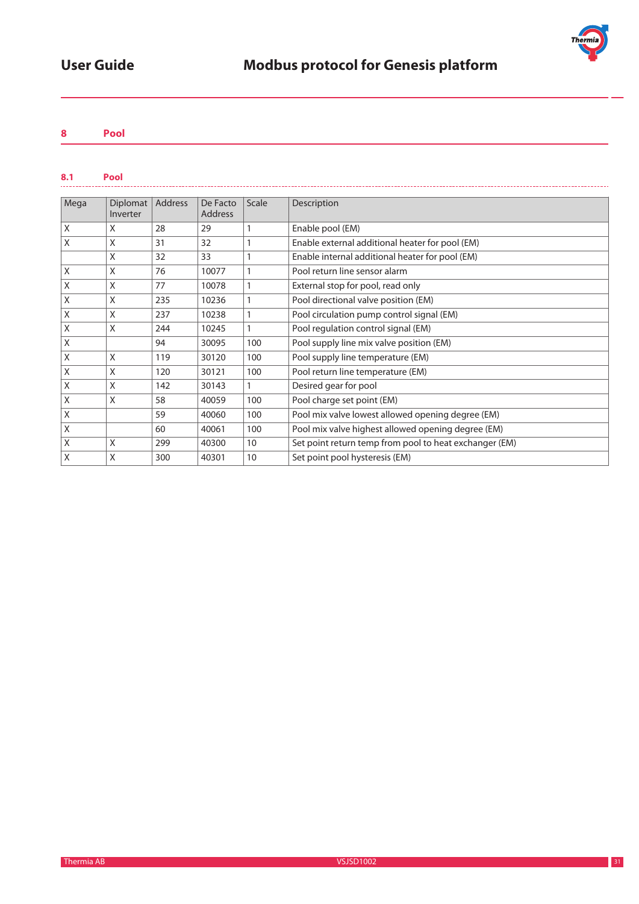## 8 Pool

### 8.1 Pool

| Mega | Diplomat Inverter | Address | De Facto Address | Scale | Description |
|---|---|---|---|---|---|
| X | X | 28 | 29 | 1 | Enable pool (EM) |
| X | X | 31 | 32 | 1 | Enable external additional heater for pool (EM) |
| | X | 32 | 33 | 1 | Enable internal additional heater for pool (EM) |
| X | X | 76 | 10077 | 1 | Pool return line sensor alarm |
| X | X | 77 | 10078 | 1 | External stop for pool, read only |
| X | X | 235 | 10236 | 1 | Pool directional valve position (EM) |
| X | X | 237 | 10238 | 1 | Pool circulation pump control signal (EM) |
| X | X | 244 | 10245 | 1 | Pool regulation control signal (EM) |
| X | | 94 | 30095 | 100 | Pool supply line mix valve position (EM) |
| X | X | 119 | 30120 | 100 | Pool supply line temperature (EM) |
| X | X | 120 | 30121 | 100 | Pool return line temperature (EM) |
| X | X | 142 | 30143 | 1 | Desired gear for pool |
| X | X | 58 | 40059 | 100 | Pool charge set point (EM) |
| X | | 59 | 40060 | 100 | Pool mix valve lowest allowed opening degree (EM) |
| X | | 60 | 40061 | 100 | Pool mix valve highest allowed opening degree (EM) |
| X | X | 299 | 40300 | 10 | Set point return temp from pool to heat exchanger (EM) |
| X | X | 300 | 40301 | 10 | Set point pool hysteresis (EM) |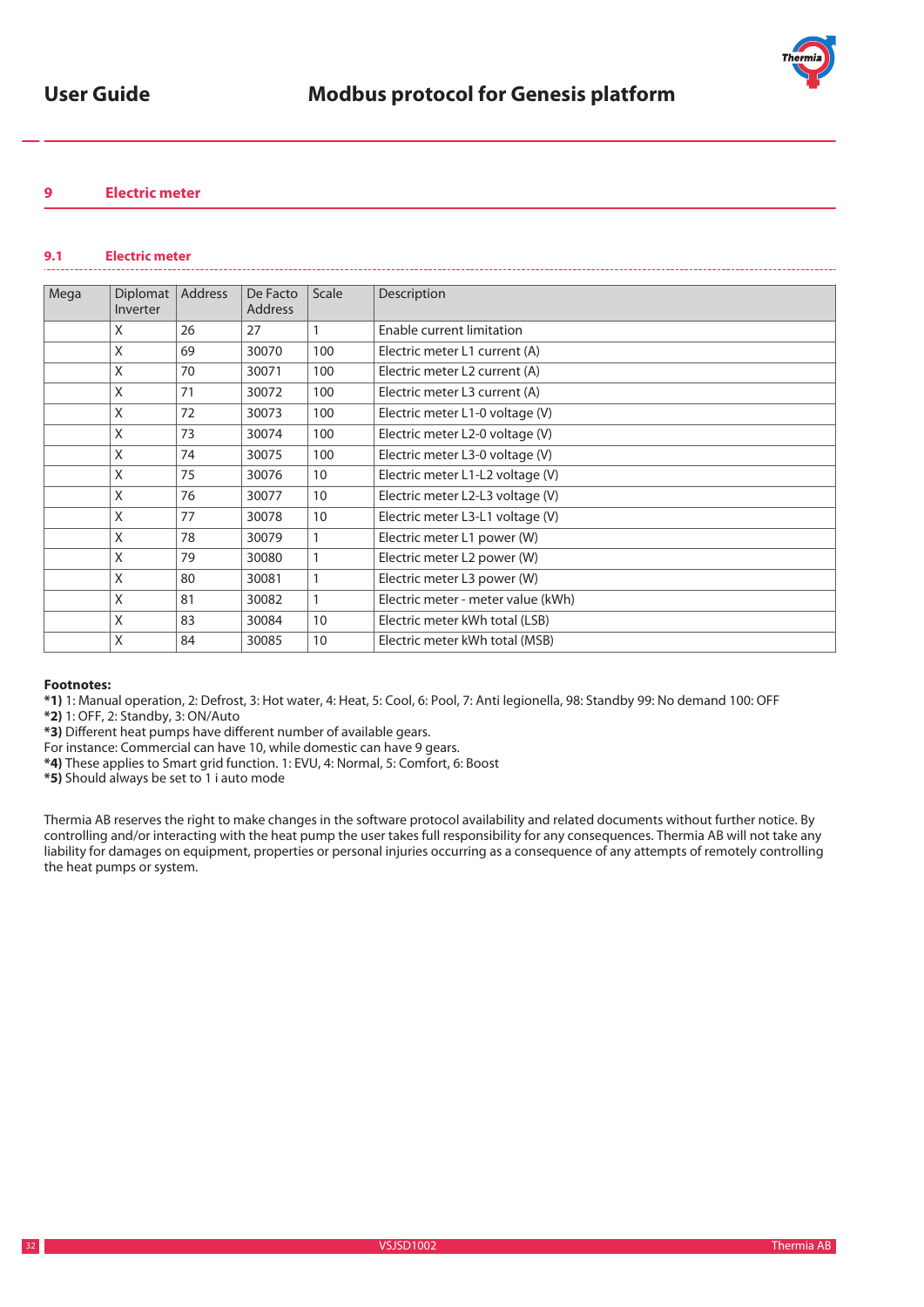## 9 Electric meter

### 9.1 Electric meter

| Mega | Diplomat Inverter | Address | De Facto Address | Scale | Description |
|---|---|---|---|---|---|
| | X | 26 | 27 | 1 | Enable current limitation |
| | X | 69 | 30070 | 100 | Electric meter L1 current (A) |
| | X | 70 | 30071 | 100 | Electric meter L2 current (A) |
| | X | 71 | 30072 | 100 | Electric meter L3 current (A) |
| | X | 72 | 30073 | 100 | Electric meter L1-0 voltage (V) |
| | X | 73 | 30074 | 100 | Electric meter L2-0 voltage (V) |
| | X | 74 | 30075 | 100 | Electric meter L3-0 voltage (V) |
| | X | 75 | 30076 | 10 | Electric meter L1-L2 voltage (V) |
| | X | 76 | 30077 | 10 | Electric meter L2-L3 voltage (V) |
| | X | 77 | 30078 | 10 | Electric meter L3-L1 voltage (V) |
| | X | 78 | 30079 | 1 | Electric meter L1 power (W) |
| | X | 79 | 30080 | 1 | Electric meter L2 power (W) |
| | X | 80 | 30081 | 1 | Electric meter L3 power (W) |
| | X | 81 | 30082 | 1 | Electric meter - meter value (kWh) |
| | X | 83 | 30084 | 10 | Electric meter kWh total (LSB) |
| | X | 84 | 30085 | 10 | Electric meter kWh total (MSB) |

**Footnotes:**

**\*1)** 1: Manual operation, 2: Defrost, 3: Hot water, 4: Heat, 5: Cool, 6: Pool, 7: Anti legionella, 98: Standby 99: No demand 100: OFF
**\*2)** 1: OFF, 2: Standby, 3: ON/Auto
**\*3)** Different heat pumps have different number of available gears.
For instance: Commercial can have 10, while domestic can have 9 gears.
**\*4)** These applies to Smart grid function. 1: EVU, 4: Normal, 5: Comfort, 6: Boost
**\*5)** Should always be set to 1 i auto mode

Thermia AB reserves the right to make changes in the software protocol availability and related documents without further notice. By controlling and/or interacting with the heat pump the user takes full responsibility for any consequences. Thermia AB will not take any liability for damages on equipment, properties or personal injuries occurring as a consequence of any attempts of remotely controlling the heat pumps or system.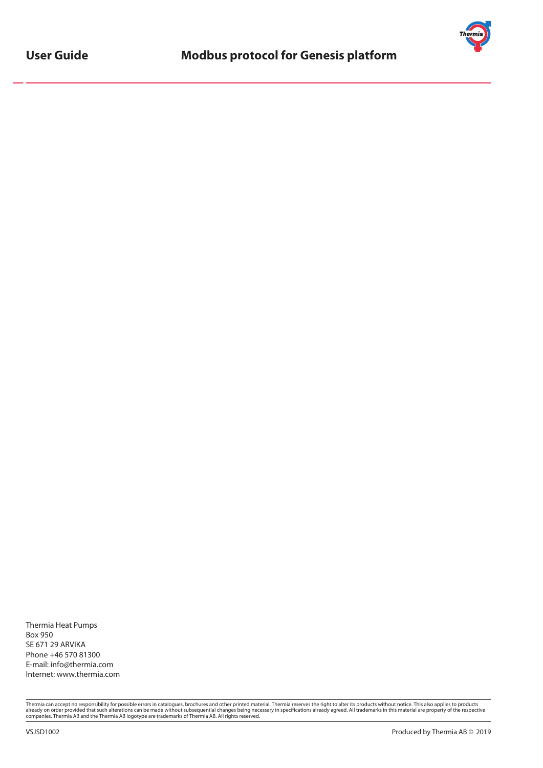**User Guide** **Modbus protocol for Genesis platform**

Thermia Heat Pumps
Box 950
SE 671 29 ARVIKA
Phone +46 570 81300
E-mail: info@thermia.com
Internet: www.thermia.com

Thermia can accept no responsibility for possible errors in catalogues, brochures and other printed material. Thermia reserves the right to alter its products without notice. This also applies to products already on order provided that such alterations can be made without subsequential changes being necessary in specifications already agreed. All trademarks in this material are property of the respective companies. Thermia AB and the Thermia AB logotype are trademarks of Thermia AB. All rights reserved.

VSJSD1002

Produced by Thermia AB © 2019